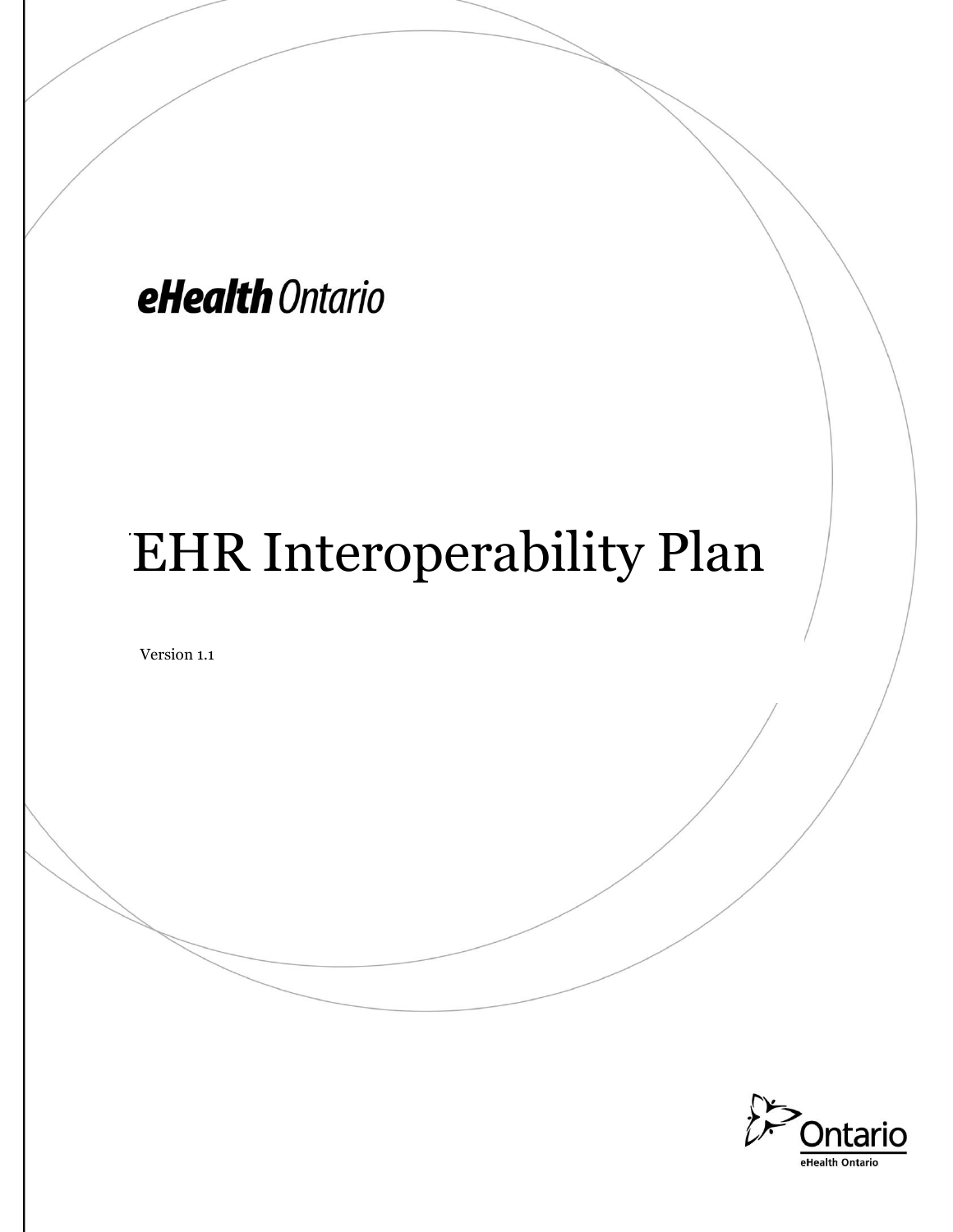eHealth Ontario

# EHR Interoperability Plan

Version 1.1

Ontario
eHealth Ontario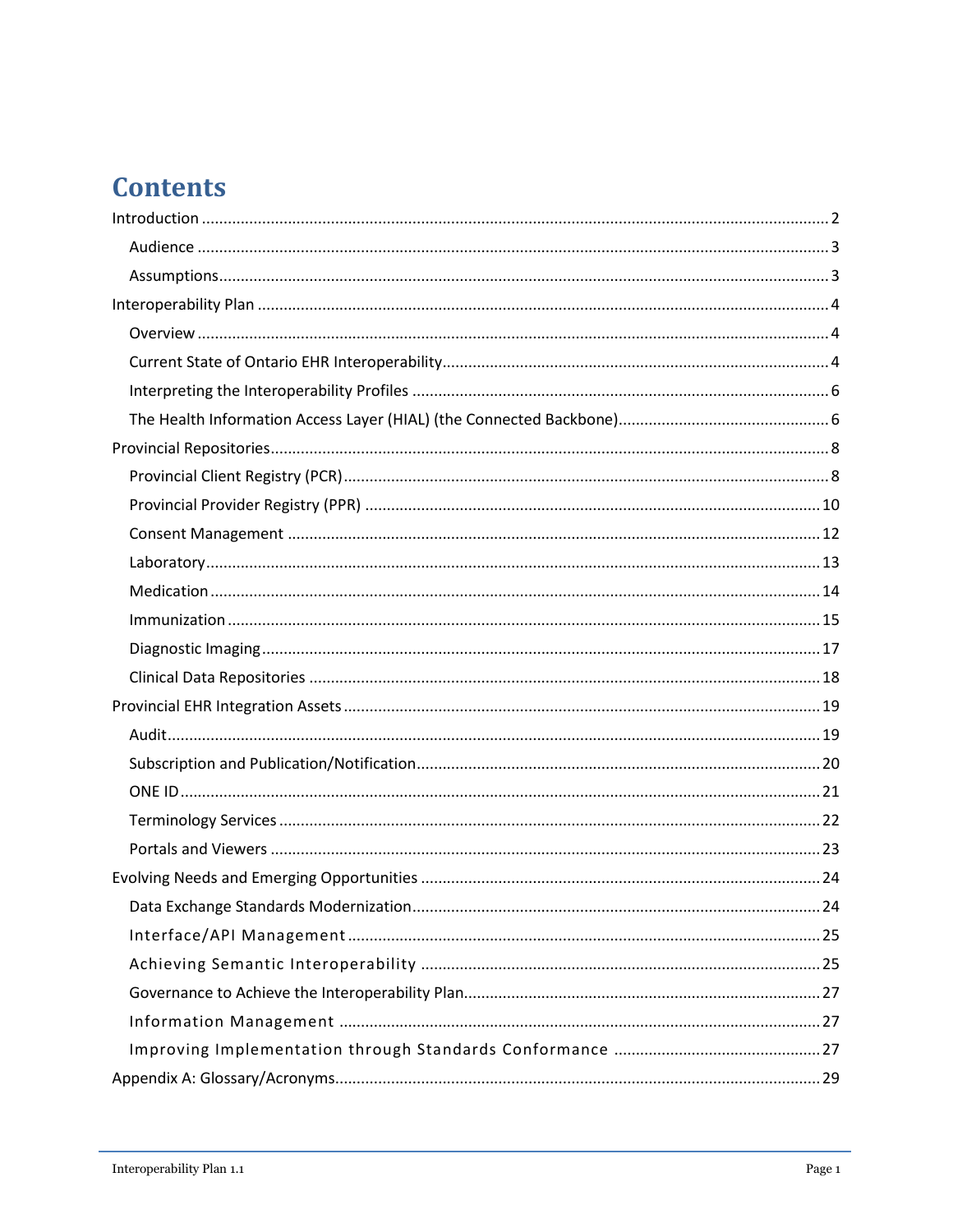# Contents

- Introduction ..... 2
  - Audience ..... 3
  - Assumptions ..... 3
- Interoperability Plan ..... 4
  - Overview ..... 4
  - Current State of Ontario EHR Interoperability ..... 4
  - Interpreting the Interoperability Profiles ..... 6
  - The Health Information Access Layer (HIAL) (the Connected Backbone) ..... 6
- Provincial Repositories ..... 8
  - Provincial Client Registry (PCR) ..... 8
  - Provincial Provider Registry (PPR) ..... 10
  - Consent Management ..... 12
  - Laboratory ..... 13
  - Medication ..... 14
  - Immunization ..... 15
  - Diagnostic Imaging ..... 17
  - Clinical Data Repositories ..... 18
- Provincial EHR Integration Assets ..... 19
  - Audit ..... 19
  - Subscription and Publication/Notification ..... 20
  - ONE ID ..... 21
  - Terminology Services ..... 22
  - Portals and Viewers ..... 23
- Evolving Needs and Emerging Opportunities ..... 24
  - Data Exchange Standards Modernization ..... 24
  - Interface/API Management ..... 25
  - Achieving Semantic Interoperability ..... 25
  - Governance to Achieve the Interoperability Plan ..... 27
  - Information Management ..... 27
  - Improving Implementation through Standards Conformance ..... 27
- Appendix A: Glossary/Acronyms ..... 29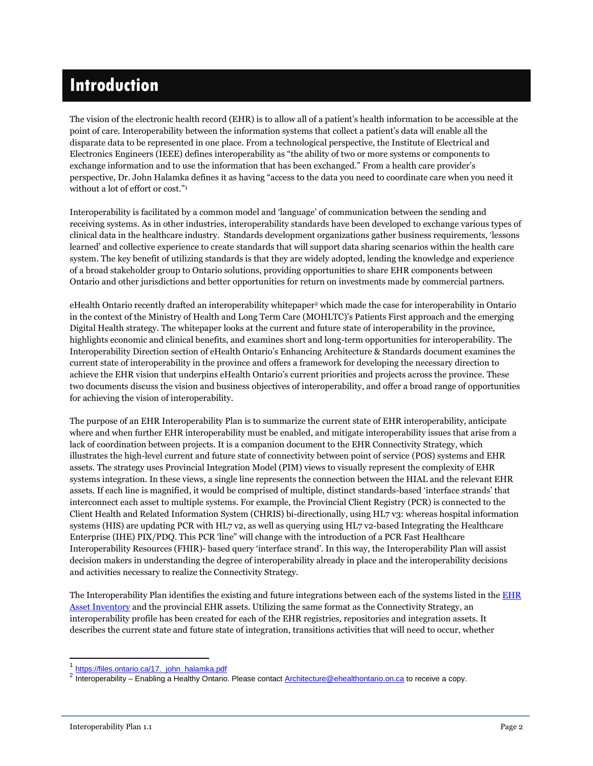# Introduction

The vision of the electronic health record (EHR) is to allow all of a patient's health information to be accessible at the point of care. Interoperability between the information systems that collect a patient's data will enable all the disparate data to be represented in one place. From a technological perspective, the Institute of Electrical and Electronics Engineers (IEEE) defines interoperability as "the ability of two or more systems or components to exchange information and to use the information that has been exchanged." From a health care provider's perspective, Dr. John Halamka defines it as having "access to the data you need to coordinate care when you need it without a lot of effort or cost."[1]

Interoperability is facilitated by a common model and 'language' of communication between the sending and receiving systems. As in other industries, interoperability standards have been developed to exchange various types of clinical data in the healthcare industry. Standards development organizations gather business requirements, 'lessons learned' and collective experience to create standards that will support data sharing scenarios within the health care system. The key benefit of utilizing standards is that they are widely adopted, lending the knowledge and experience of a broad stakeholder group to Ontario solutions, providing opportunities to share EHR components between Ontario and other jurisdictions and better opportunities for return on investments made by commercial partners.

eHealth Ontario recently drafted an interoperability whitepaper[2] which made the case for interoperability in Ontario in the context of the Ministry of Health and Long Term Care (MOHLTC)'s Patients First approach and the emerging Digital Health strategy. The whitepaper looks at the current and future state of interoperability in the province, highlights economic and clinical benefits, and examines short and long-term opportunities for interoperability. The Interoperability Direction section of eHealth Ontario's Enhancing Architecture & Standards document examines the current state of interoperability in the province and offers a framework for developing the necessary direction to achieve the EHR vision that underpins eHealth Ontario's current priorities and projects across the province. These two documents discuss the vision and business objectives of interoperability, and offer a broad range of opportunities for achieving the vision of interoperability.

The purpose of an EHR Interoperability Plan is to summarize the current state of EHR interoperability, anticipate where and when further EHR interoperability must be enabled, and mitigate interoperability issues that arise from a lack of coordination between projects. It is a companion document to the EHR Connectivity Strategy, which illustrates the high-level current and future state of connectivity between point of service (POS) systems and EHR assets. The strategy uses Provincial Integration Model (PIM) views to visually represent the complexity of EHR systems integration. In these views, a single line represents the connection between the HIAL and the relevant EHR assets. If each line is magnified, it would be comprised of multiple, distinct standards-based 'interface strands' that interconnect each asset to multiple systems. For example, the Provincial Client Registry (PCR) is connected to the Client Health and Related Information System (CHRIS) bi-directionally, using HL7 v3: whereas hospital information systems (HIS) are updating PCR with HL7 v2, as well as querying using HL7 v2-based Integrating the Healthcare Enterprise (IHE) PIX/PDQ. This PCR 'line" will change with the introduction of a PCR Fast Healthcare Interoperability Resources (FHIR)- based query 'interface strand'. In this way, the Interoperability Plan will assist decision makers in understanding the degree of interoperability already in place and the interoperability decisions and activities necessary to realize the Connectivity Strategy.

The Interoperability Plan identifies the existing and future integrations between each of the systems listed in the [EHR Asset Inventory](#) and the provincial EHR assets. Utilizing the same format as the Connectivity Strategy, an interoperability profile has been created for each of the EHR registries, repositories and integration assets. It describes the current state and future state of integration, transitions activities that will need to occur, whether

---

[1] https://files.ontario.ca/17._john_halamka.pdf

[2] Interoperability – Enabling a Healthy Ontario. Please contact Architecture@ehealthontario.on.ca to receive a copy.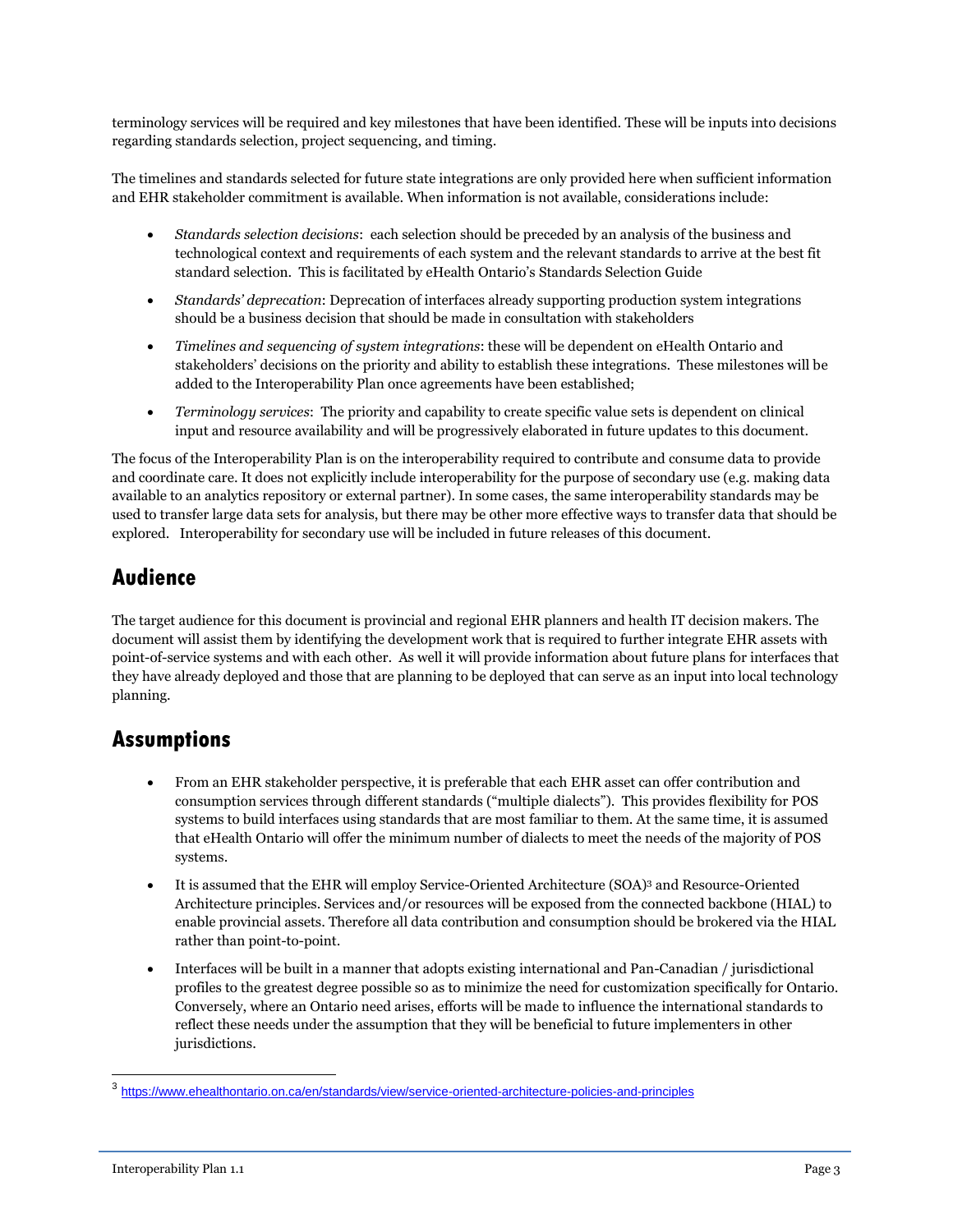terminology services will be required and key milestones that have been identified. These will be inputs into decisions regarding standards selection, project sequencing, and timing.

The timelines and standards selected for future state integrations are only provided here when sufficient information and EHR stakeholder commitment is available. When information is not available, considerations include:

- *Standards selection decisions*: each selection should be preceded by an analysis of the business and technological context and requirements of each system and the relevant standards to arrive at the best fit standard selection. This is facilitated by eHealth Ontario's Standards Selection Guide
- *Standards' deprecation*: Deprecation of interfaces already supporting production system integrations should be a business decision that should be made in consultation with stakeholders
- *Timelines and sequencing of system integrations*: these will be dependent on eHealth Ontario and stakeholders' decisions on the priority and ability to establish these integrations. These milestones will be added to the Interoperability Plan once agreements have been established;
- *Terminology services*: The priority and capability to create specific value sets is dependent on clinical input and resource availability and will be progressively elaborated in future updates to this document.

The focus of the Interoperability Plan is on the interoperability required to contribute and consume data to provide and coordinate care. It does not explicitly include interoperability for the purpose of secondary use (e.g. making data available to an analytics repository or external partner). In some cases, the same interoperability standards may be used to transfer large data sets for analysis, but there may be other more effective ways to transfer data that should be explored. Interoperability for secondary use will be included in future releases of this document.

## Audience

The target audience for this document is provincial and regional EHR planners and health IT decision makers. The document will assist them by identifying the development work that is required to further integrate EHR assets with point-of-service systems and with each other. As well it will provide information about future plans for interfaces that they have already deployed and those that are planning to be deployed that can serve as an input into local technology planning.

## Assumptions

- From an EHR stakeholder perspective, it is preferable that each EHR asset can offer contribution and consumption services through different standards ("multiple dialects"). This provides flexibility for POS systems to build interfaces using standards that are most familiar to them. At the same time, it is assumed that eHealth Ontario will offer the minimum number of dialects to meet the needs of the majority of POS systems.
- It is assumed that the EHR will employ Service-Oriented Architecture (SOA)[3] and Resource-Oriented Architecture principles. Services and/or resources will be exposed from the connected backbone (HIAL) to enable provincial assets. Therefore all data contribution and consumption should be brokered via the HIAL rather than point-to-point.
- Interfaces will be built in a manner that adopts existing international and Pan-Canadian / jurisdictional profiles to the greatest degree possible so as to minimize the need for customization specifically for Ontario. Conversely, where an Ontario need arises, efforts will be made to influence the international standards to reflect these needs under the assumption that they will be beneficial to future implementers in other jurisdictions.

[3] https://www.ehealthontario.on.ca/en/standards/view/service-oriented-architecture-policies-and-principles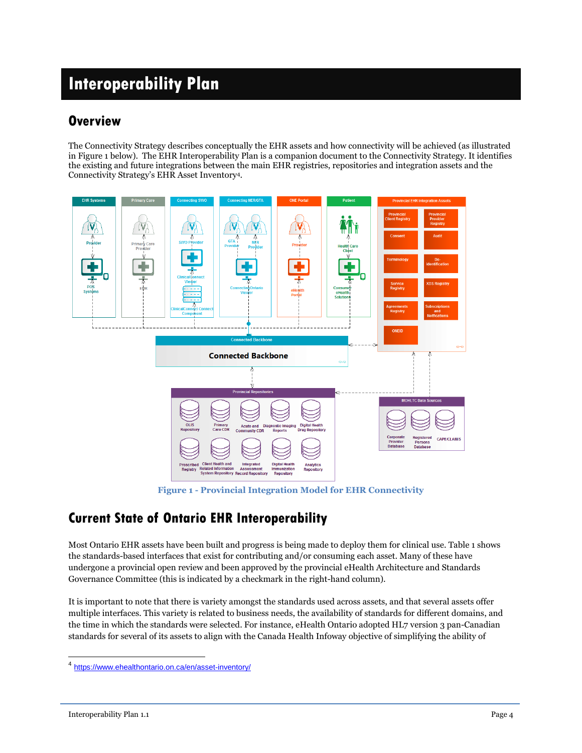# Interoperability Plan

## Overview

The Connectivity Strategy describes conceptually the EHR assets and how connectivity will be achieved (as illustrated in Figure 1 below). The EHR Interoperability Plan is a companion document to the Connectivity Strategy. It identifies the existing and future integrations between the main EHR registries, repositories and integration assets and the Connectivity Strategy's EHR Asset Inventory[4].

Figure 1 - Provincial Integration Model for EHR Connectivity

## Current State of Ontario EHR Interoperability

Most Ontario EHR assets have been built and progress is being made to deploy them for clinical use. Table 1 shows the standards-based interfaces that exist for contributing and/or consuming each asset. Many of these have undergone a provincial open review and been approved by the provincial eHealth Architecture and Standards Governance Committee (this is indicated by a checkmark in the right-hand column).

It is important to note that there is variety amongst the standards used across assets, and that several assets offer multiple interfaces. This variety is related to business needs, the availability of standards for different domains, and the time in which the standards were selected. For instance, eHealth Ontario adopted HL7 version 3 pan-Canadian standards for several of its assets to align with the Canada Health Infoway objective of simplifying the ability of

---

[4] https://www.ehealthontario.on.ca/en/asset-inventory/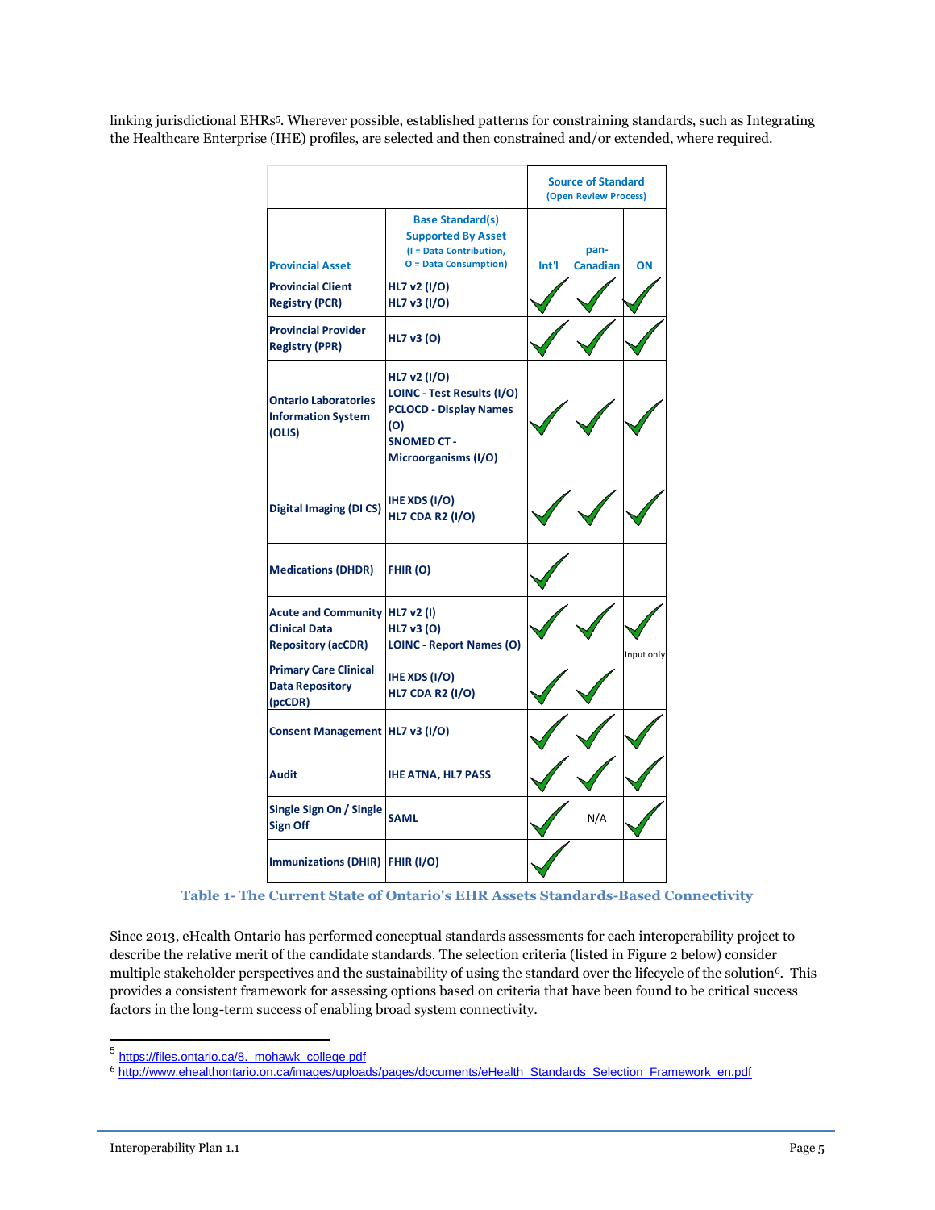linking jurisdictional EHRs[5]. Wherever possible, established patterns for constraining standards, such as Integrating the Healthcare Enterprise (IHE) profiles, are selected and then constrained and/or extended, where required.

| | | Source of Standard (Open Review Process) | | |
|---|---|---|---|---|
| **Provincial Asset** | **Base Standard(s) Supported By Asset (I = Data Contribution, O = Data Consumption)** | **Int'l** | **pan-Canadian** | **ON** |
| Provincial Client Registry (PCR) | HL7 v2 (I/O)<br>HL7 v3 (I/O) | ✓ | ✓ | ✓ |
| Provincial Provider Registry (PPR) | HL7 v3 (O) | ✓ | ✓ | ✓ |
| Ontario Laboratories Information System (OLIS) | HL7 v2 (I/O)<br>LOINC - Test Results (I/O)<br>PCLOCD - Display Names (O)<br>SNOMED CT - Microorganisms (I/O) | ✓ | ✓ | ✓ |
| Digital Imaging (DI CS) | IHE XDS (I/O)<br>HL7 CDA R2 (I/O) | ✓ | ✓ | ✓ |
| Medications (DHDR) | FHIR (O) | ✓ | | |
| Acute and Community Clinical Data Repository (acCDR) | HL7 v2 (I)<br>HL7 v3 (O)<br>LOINC - Report Names (O) | ✓ | ✓ | ✓ Input only |
| Primary Care Clinical Data Repository (pcCDR) | IHE XDS (I/O)<br>HL7 CDA R2 (I/O) | ✓ | ✓ | |
| Consent Management | HL7 v3 (I/O) | ✓ | ✓ | ✓ |
| Audit | IHE ATNA, HL7 PASS | ✓ | ✓ | ✓ |
| Single Sign On / Single Sign Off | SAML | ✓ | N/A | ✓ |
| Immunizations (DHIR) | FHIR (I/O) | ✓ | | |

**Table 1- The Current State of Ontario's EHR Assets Standards-Based Connectivity**

Since 2013, eHealth Ontario has performed conceptual standards assessments for each interoperability project to describe the relative merit of the candidate standards. The selection criteria (listed in Figure 2 below) consider multiple stakeholder perspectives and the sustainability of using the standard over the lifecycle of the solution[6]. This provides a consistent framework for assessing options based on criteria that have been found to be critical success factors in the long-term success of enabling broad system connectivity.

---

[5] https://files.ontario.ca/8._mohawk_college.pdf

[6] http://www.ehealthontario.on.ca/images/uploads/pages/documents/eHealth_Standards_Selection_Framework_en.pdf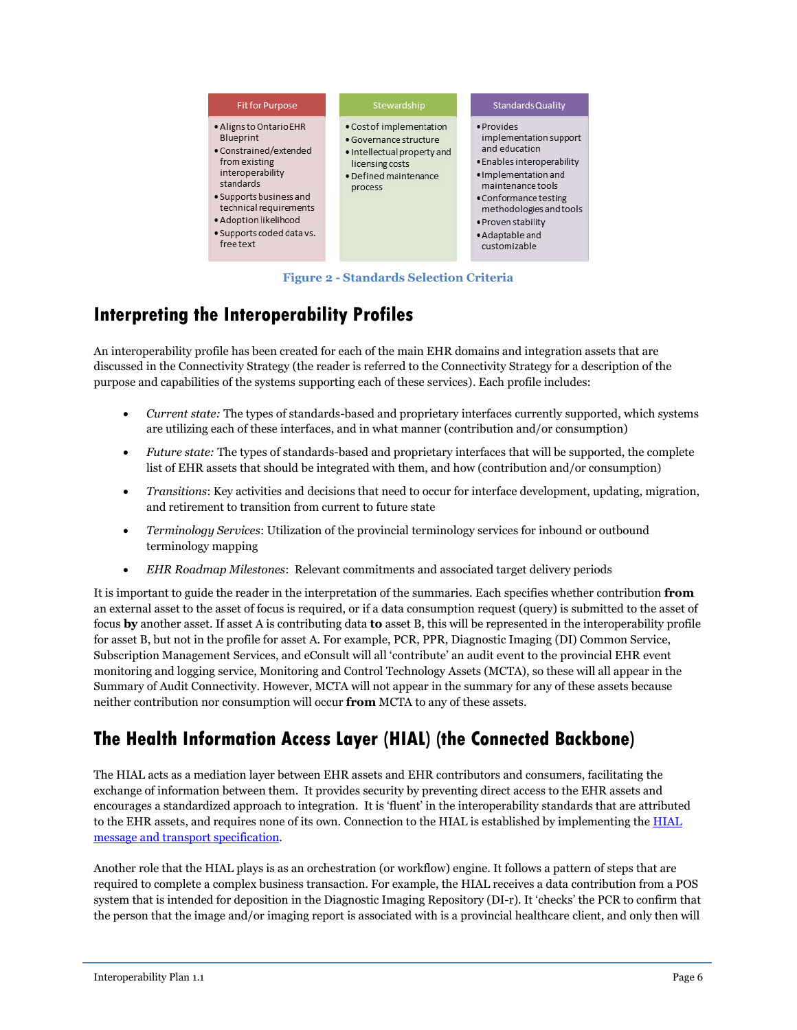| Fit for Purpose | Stewardship | Standards Quality |
|---|---|---|
| • Aligns to Ontario EHR Blueprint<br>• Constrained/extended from existing interoperability standards<br>• Supports business and technical requirements<br>• Adoption likelihood<br>• Supports coded data vs. free text | • Cost of implementation<br>• Governance structure<br>• Intellectual property and licensing costs<br>• Defined maintenance process | • Provides implementation support and education<br>• Enables interoperability<br>• Implementation and maintenance tools<br>• Conformance testing methodologies and tools<br>• Proven stability<br>• Adaptable and customizable |

**Figure 2 - Standards Selection Criteria**

## Interpreting the Interoperability Profiles

An interoperability profile has been created for each of the main EHR domains and integration assets that are discussed in the Connectivity Strategy (the reader is referred to the Connectivity Strategy for a description of the purpose and capabilities of the systems supporting each of these services). Each profile includes:

- *Current state:* The types of standards-based and proprietary interfaces currently supported, which systems are utilizing each of these interfaces, and in what manner (contribution and/or consumption)
- *Future state:* The types of standards-based and proprietary interfaces that will be supported, the complete list of EHR assets that should be integrated with them, and how (contribution and/or consumption)
- *Transitions*: Key activities and decisions that need to occur for interface development, updating, migration, and retirement to transition from current to future state
- *Terminology Services*: Utilization of the provincial terminology services for inbound or outbound terminology mapping
- *EHR Roadmap Milestones*: Relevant commitments and associated target delivery periods

It is important to guide the reader in the interpretation of the summaries. Each specifies whether contribution **from** an external asset to the asset of focus is required, or if a data consumption request (query) is submitted to the asset of focus **by** another asset. If asset A is contributing data **to** asset B, this will be represented in the interoperability profile for asset B, but not in the profile for asset A. For example, PCR, PPR, Diagnostic Imaging (DI) Common Service, Subscription Management Services, and eConsult will all 'contribute' an audit event to the provincial EHR event monitoring and logging service, Monitoring and Control Technology Assets (MCTA), so these will all appear in the Summary of Audit Connectivity. However, MCTA will not appear in the summary for any of these assets because neither contribution nor consumption will occur **from** MCTA to any of these assets.

## The Health Information Access Layer (HIAL) (the Connected Backbone)

The HIAL acts as a mediation layer between EHR assets and EHR contributors and consumers, facilitating the exchange of information between them. It provides security by preventing direct access to the EHR assets and encourages a standardized approach to integration. It is 'fluent' in the interoperability standards that are attributed to the EHR assets, and requires none of its own. Connection to the HIAL is established by implementing the HIAL message and transport specification.

Another role that the HIAL plays is as an orchestration (or workflow) engine. It follows a pattern of steps that are required to complete a complex business transaction. For example, the HIAL receives a data contribution from a POS system that is intended for deposition in the Diagnostic Imaging Repository (DI-r). It 'checks' the PCR to confirm that the person that the image and/or imaging report is associated with is a provincial healthcare client, and only then will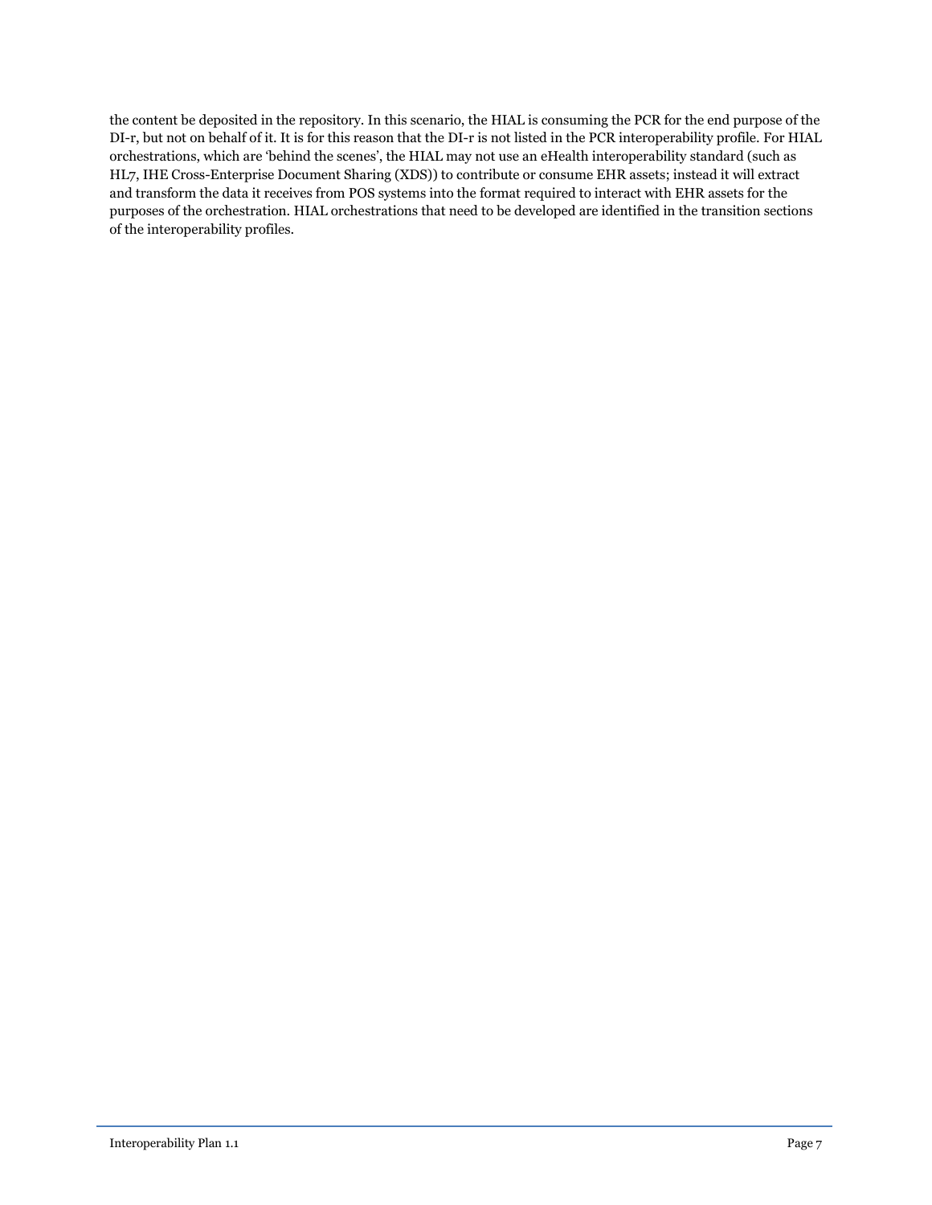the content be deposited in the repository. In this scenario, the HIAL is consuming the PCR for the end purpose of the DI-r, but not on behalf of it. It is for this reason that the DI-r is not listed in the PCR interoperability profile. For HIAL orchestrations, which are 'behind the scenes', the HIAL may not use an eHealth interoperability standard (such as HL7, IHE Cross-Enterprise Document Sharing (XDS)) to contribute or consume EHR assets; instead it will extract and transform the data it receives from POS systems into the format required to interact with EHR assets for the purposes of the orchestration. HIAL orchestrations that need to be developed are identified in the transition sections of the interoperability profiles.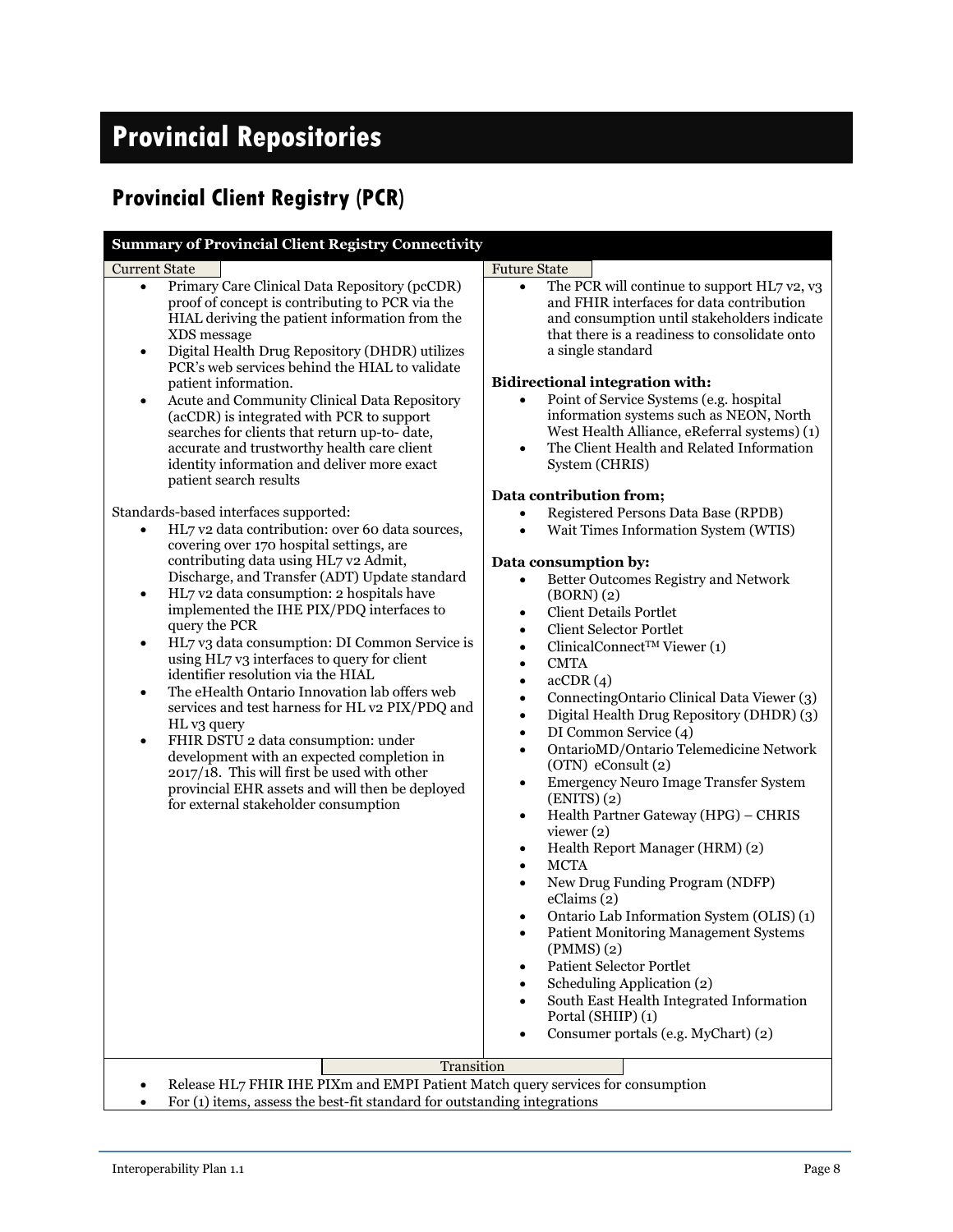# Provincial Repositories

## Provincial Client Registry (PCR)

**Summary of Provincial Client Registry Connectivity**

**Current State**

- Primary Care Clinical Data Repository (pcCDR) proof of concept is contributing to PCR via the HIAL deriving the patient information from the XDS message
- Digital Health Drug Repository (DHDR) utilizes PCR's web services behind the HIAL to validate patient information.
- Acute and Community Clinical Data Repository (acCDR) is integrated with PCR to support searches for clients that return up-to- date, accurate and trustworthy health care client identity information and deliver more exact patient search results

Standards-based interfaces supported:

- HL7 v2 data contribution: over 60 data sources, covering over 170 hospital settings, are contributing data using HL7 v2 Admit, Discharge, and Transfer (ADT) Update standard
- HL7 v2 data consumption: 2 hospitals have implemented the IHE PIX/PDQ interfaces to query the PCR
- HL7 v3 data consumption: DI Common Service is using HL7 v3 interfaces to query for client identifier resolution via the HIAL
- The eHealth Ontario Innovation lab offers web services and test harness for HL v2 PIX/PDQ and HL v3 query
- FHIR DSTU 2 data consumption: under development with an expected completion in 2017/18. This will first be used with other provincial EHR assets and will then be deployed for external stakeholder consumption

**Future State**

- The PCR will continue to support HL7 v2, v3 and FHIR interfaces for data contribution and consumption until stakeholders indicate that there is a readiness to consolidate onto a single standard

**Bidirectional integration with:**

- Point of Service Systems (e.g. hospital information systems such as NEON, North West Health Alliance, eReferral systems) (1)
- The Client Health and Related Information System (CHRIS)

**Data contribution from;**

- Registered Persons Data Base (RPDB)
- Wait Times Information System (WTIS)

**Data consumption by:**

- Better Outcomes Registry and Network (BORN) (2)
- Client Details Portlet
- Client Selector Portlet
- ClinicalConnect™ Viewer (1)
- CMTA
- acCDR (4)
- ConnectingOntario Clinical Data Viewer (3)
- Digital Health Drug Repository (DHDR) (3)
- DI Common Service (4)
- OntarioMD/Ontario Telemedicine Network (OTN) eConsult (2)
- Emergency Neuro Image Transfer System (ENITS) (2)
- Health Partner Gateway (HPG) – CHRIS viewer (2)
- Health Report Manager (HRM) (2)
- MCTA
- New Drug Funding Program (NDFP) eClaims (2)
- Ontario Lab Information System (OLIS) (1)
- Patient Monitoring Management Systems (PMMS) (2)
- Patient Selector Portlet
- Scheduling Application (2)
- South East Health Integrated Information Portal (SHIIP) (1)
- Consumer portals (e.g. MyChart) (2)

**Transition**

- Release HL7 FHIR IHE PIXm and EMPI Patient Match query services for consumption
- For (1) items, assess the best-fit standard for outstanding integrations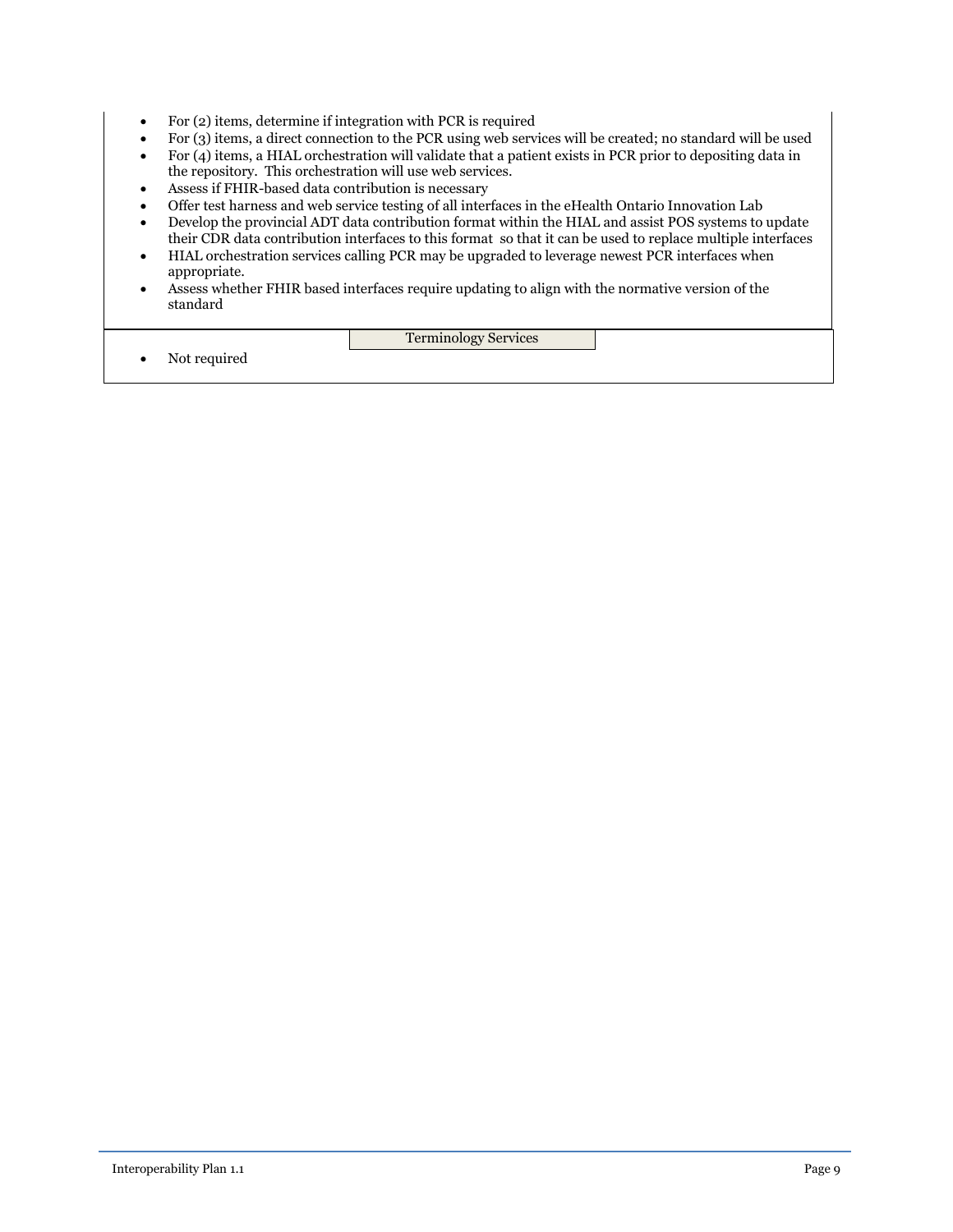- For (2) items, determine if integration with PCR is required
- For (3) items, a direct connection to the PCR using web services will be created; no standard will be used
- For (4) items, a HIAL orchestration will validate that a patient exists in PCR prior to depositing data in the repository. This orchestration will use web services.
- Assess if FHIR-based data contribution is necessary
- Offer test harness and web service testing of all interfaces in the eHealth Ontario Innovation Lab
- Develop the provincial ADT data contribution format within the HIAL and assist POS systems to update their CDR data contribution interfaces to this format so that it can be used to replace multiple interfaces
- HIAL orchestration services calling PCR may be upgraded to leverage newest PCR interfaces when appropriate.
- Assess whether FHIR based interfaces require updating to align with the normative version of the standard

**Terminology Services**

- Not required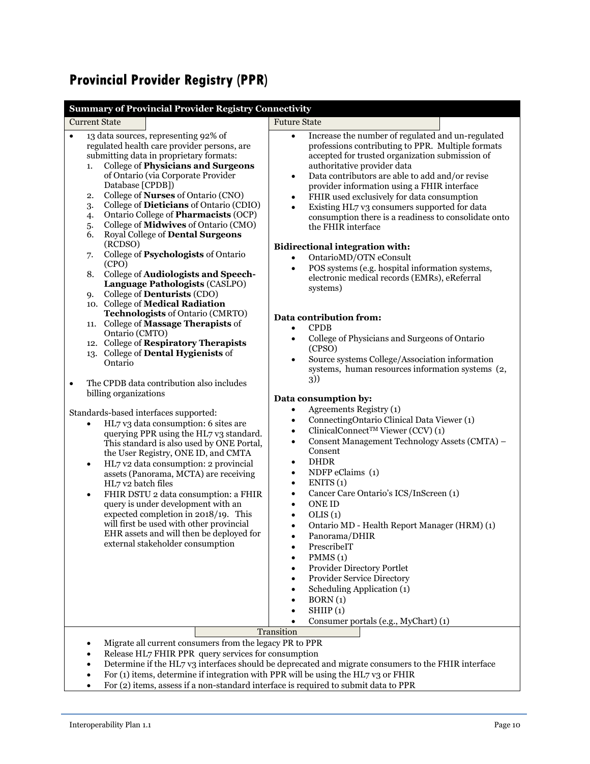## Provincial Provider Registry (PPR)

**Summary of Provincial Provider Registry Connectivity**

**Current State**

- 13 data sources, representing 92% of regulated health care provider persons, are submitting data in proprietary formats:
  1. College of **Physicians and Surgeons** of Ontario (via Corporate Provider Database [CPDB])
  2. College of **Nurses** of Ontario (CNO)
  3. College of **Dieticians** of Ontario (CDIO)
  4. Ontario College of **Pharmacists** (OCP)
  5. College of **Midwives** of Ontario (CMO)
  6. Royal College of **Dental Surgeons** (RCDSO)
  7. College of **Psychologists** of Ontario (CPO)
  8. College of **Audiologists and Speech-Language Pathologists** (CASLPO)
  9. College of **Denturists** (CDO)
  10. College of **Medical Radiation Technologists** of Ontario (CMRTO)
  11. College of **Massage Therapists** of Ontario (CMTO)
  12. College of **Respiratory Therapists**
  13. College of **Dental Hygienists** of Ontario
- The CPDB data contribution also includes billing organizations

Standards-based interfaces supported:

- HL7 v3 data consumption: 6 sites are querying PPR using the HL7 v3 standard. This standard is also used by ONE Portal, the User Registry, ONE ID, and CMTA
- HL7 v2 data consumption: 2 provincial assets (Panorama, MCTA) are receiving HL7 v2 batch files
- FHIR DSTU 2 data consumption: a FHIR query is under development with an expected completion in 2018/19. This will first be used with other provincial EHR assets and will then be deployed for external stakeholder consumption

**Future State**

- Increase the number of regulated and un-regulated professions contributing to PPR. Multiple formats accepted for trusted organization submission of authoritative provider data
- Data contributors are able to add and/or revise provider information using a FHIR interface
- FHIR used exclusively for data consumption
- Existing HL7 v3 consumers supported for data consumption there is a readiness to consolidate onto the FHIR interface

**Bidirectional integration with:**

- OntarioMD/OTN eConsult
- POS systems (e.g. hospital information systems, electronic medical records (EMRs), eReferral systems)

**Data contribution from:**

- CPDB
- College of Physicians and Surgeons of Ontario (CPSO)
- Source systems College/Association information systems, human resources information systems (2, 3))

**Data consumption by:**

- Agreements Registry (1)
- ConnectingOntario Clinical Data Viewer (1)
- ClinicalConnect™ Viewer (CCV) (1)
- Consent Management Technology Assets (CMTA) – Consent
- DHDR
- NDFP eClaims (1)
- ENITS (1)
- Cancer Care Ontario's ICS/InScreen (1)
- ONE ID
- OLIS (1)
- Ontario MD - Health Report Manager (HRM) (1)
- Panorama/DHIR
- PrescribeIT
- PMMS (1)
- Provider Directory Portlet
- Provider Service Directory
- Scheduling Application (1)
- BORN (1)
- SHIIP (1)
- Consumer portals (e.g., MyChart) (1)

**Transition**

- Migrate all current consumers from the legacy PR to PPR
- Release HL7 FHIR PPR query services for consumption
- Determine if the HL7 v3 interfaces should be deprecated and migrate consumers to the FHIR interface
- For (1) items, determine if integration with PPR will be using the HL7 v3 or FHIR
- For (2) items, assess if a non-standard interface is required to submit data to PPR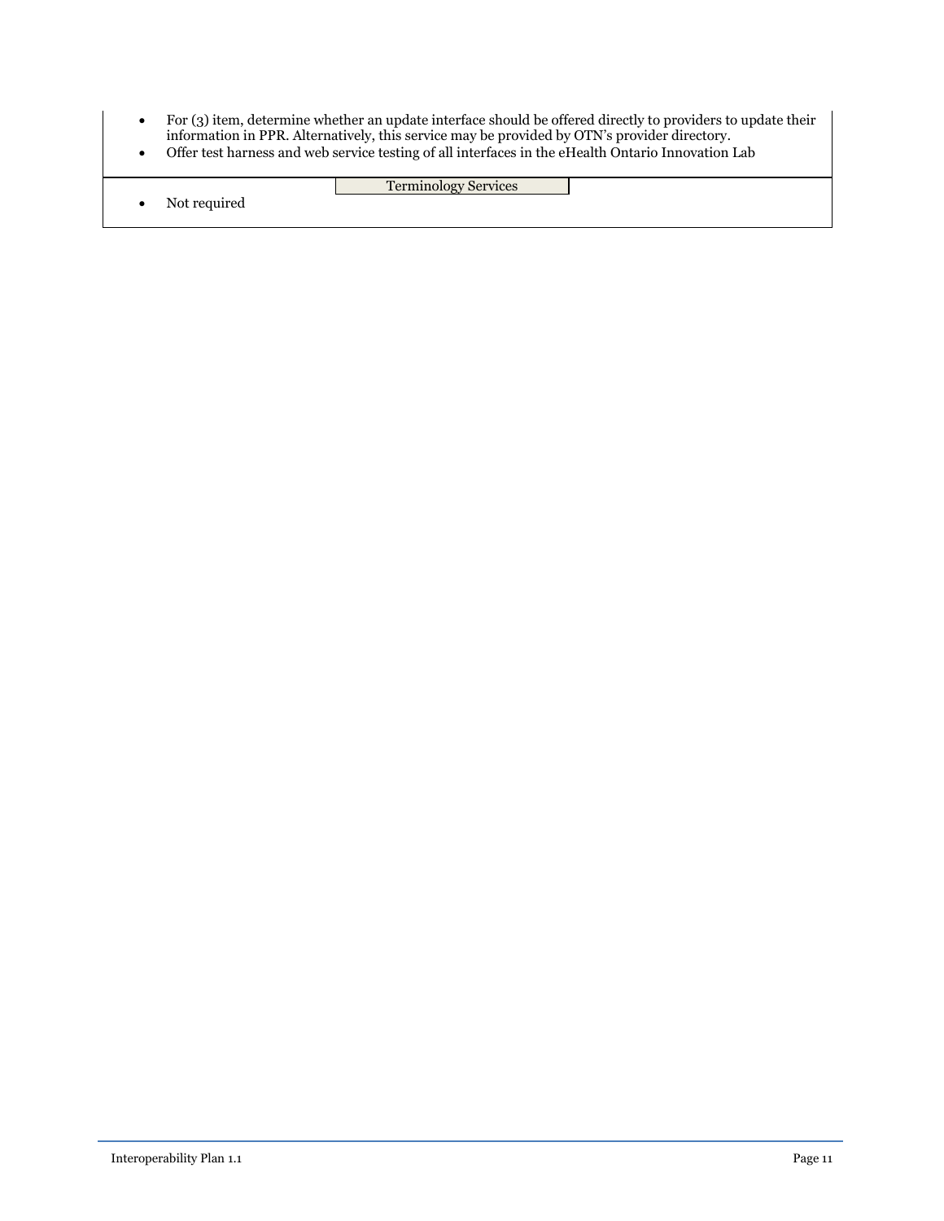- For (3) item, determine whether an update interface should be offered directly to providers to update their information in PPR. Alternatively, this service may be provided by OTN's provider directory.
- Offer test harness and web service testing of all interfaces in the eHealth Ontario Innovation Lab

**Terminology Services**

- Not required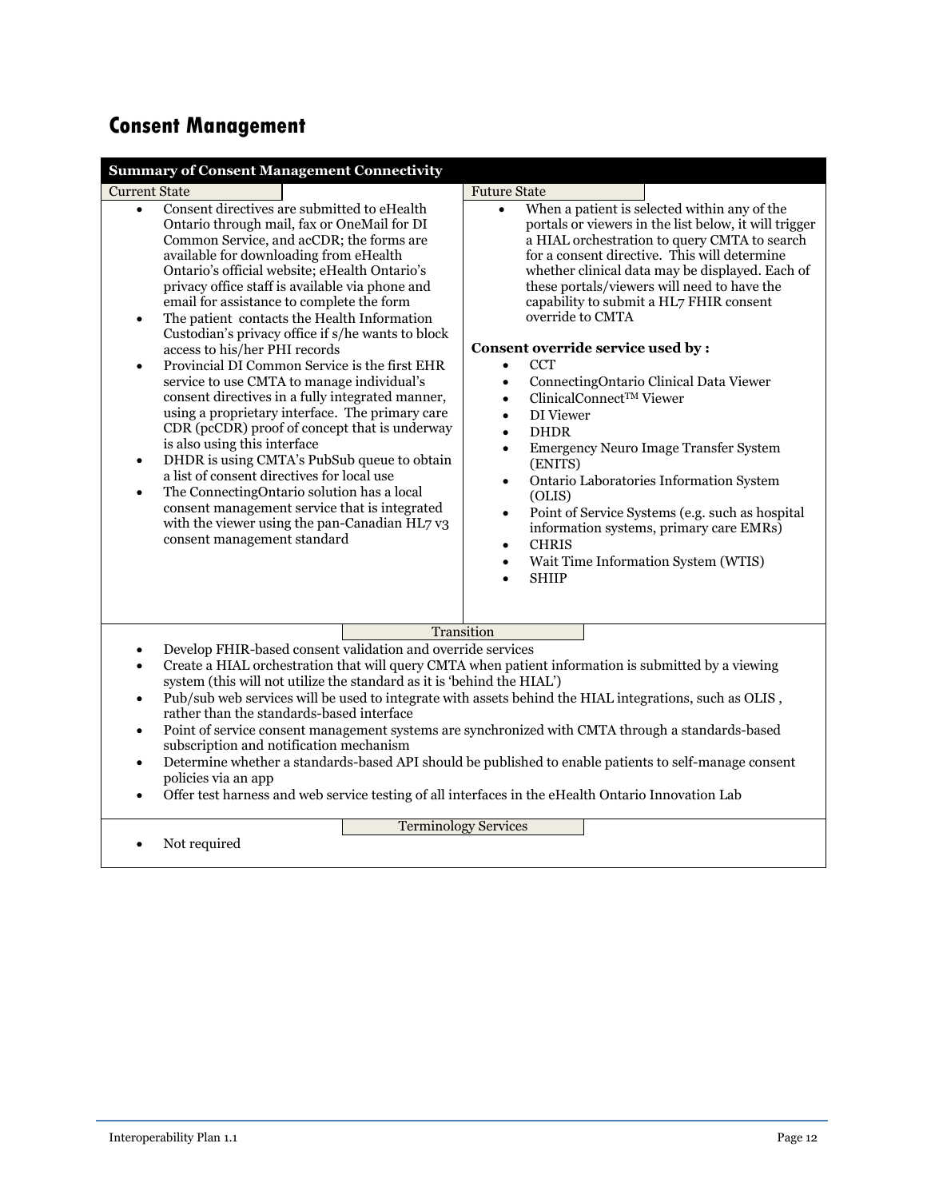# Consent Management

**Summary of Consent Management Connectivity**

| Current State | Future State |
|---|---|
| • Consent directives are submitted to eHealth Ontario through mail, fax or OneMail for DI Common Service, and acCDR; the forms are available for downloading from eHealth Ontario's official website; eHealth Ontario's privacy office staff is available via phone and email for assistance to complete the form<br>• The patient contacts the Health Information Custodian's privacy office if s/he wants to block access to his/her PHI records<br>• Provincial DI Common Service is the first EHR service to use CMTA to manage individual's consent directives in a fully integrated manner, using a proprietary interface. The primary care CDR (pcCDR) proof of concept that is underway is also using this interface<br>• DHDR is using CMTA's PubSub queue to obtain a list of consent directives for local use<br>• The ConnectingOntario solution has a local consent management service that is integrated with the viewer using the pan-Canadian HL7 v3 consent management standard | • When a patient is selected within any of the portals or viewers in the list below, it will trigger a HIAL orchestration to query CMTA to search for a consent directive. This will determine whether clinical data may be displayed. Each of these portals/viewers will need to have the capability to submit a HL7 FHIR consent override to CMTA<br><br>**Consent override service used by :**<br>• CCT<br>• ConnectingOntario Clinical Data Viewer<br>• ClinicalConnect™ Viewer<br>• DI Viewer<br>• DHDR<br>• Emergency Neuro Image Transfer System (ENITS)<br>• Ontario Laboratories Information System (OLIS)<br>• Point of Service Systems (e.g. such as hospital information systems, primary care EMRs)<br>• CHRIS<br>• Wait Time Information System (WTIS)<br>• SHIIP |

**Transition**

- Develop FHIR-based consent validation and override services
- Create a HIAL orchestration that will query CMTA when patient information is submitted by a viewing system (this will not utilize the standard as it is 'behind the HIAL')
- Pub/sub web services will be used to integrate with assets behind the HIAL integrations, such as OLIS , rather than the standards-based interface
- Point of service consent management systems are synchronized with CMTA through a standards-based subscription and notification mechanism
- Determine whether a standards-based API should be published to enable patients to self-manage consent policies via an app
- Offer test harness and web service testing of all interfaces in the eHealth Ontario Innovation Lab

**Terminology Services**

- Not required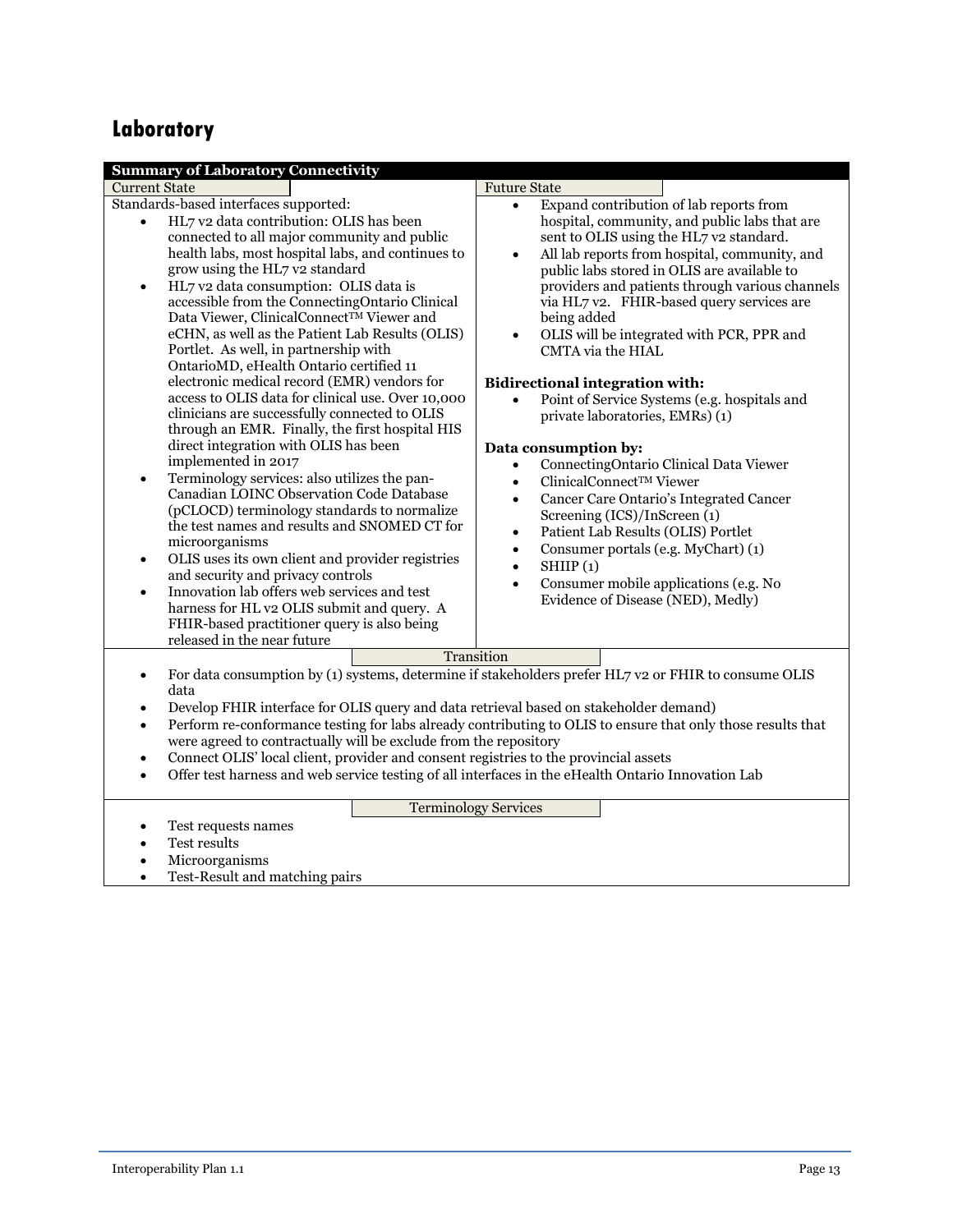## Laboratory

**Summary of Laboratory Connectivity**

| Current State | Future State |
|---|---|
| Standards-based interfaces supported:<br>• HL7 v2 data contribution: OLIS has been connected to all major community and public health labs, most hospital labs, and continues to grow using the HL7 v2 standard<br>• HL7 v2 data consumption: OLIS data is accessible from the ConnectingOntario Clinical Data Viewer, ClinicalConnect™ Viewer and eCHN, as well as the Patient Lab Results (OLIS) Portlet. As well, in partnership with OntarioMD, eHealth Ontario certified 11 electronic medical record (EMR) vendors for access to OLIS data for clinical use. Over 10,000 clinicians are successfully connected to OLIS through an EMR. Finally, the first hospital HIS direct integration with OLIS has been implemented in 2017<br>• Terminology services: also utilizes the pan-Canadian LOINC Observation Code Database (pCLOCD) terminology standards to normalize the test names and results and SNOMED CT for microorganisms<br>• OLIS uses its own client and provider registries and security and privacy controls<br>• Innovation lab offers web services and test harness for HL v2 OLIS submit and query. A FHIR-based practitioner query is also being released in the near future | • Expand contribution of lab reports from hospital, community, and public labs that are sent to OLIS using the HL7 v2 standard.<br>• All lab reports from hospital, community, and public labs stored in OLIS are available to providers and patients through various channels via HL7 v2. FHIR-based query services are being added<br>• OLIS will be integrated with PCR, PPR and CMTA via the HIAL<br><br>**Bidirectional integration with:**<br>• Point of Service Systems (e.g. hospitals and private laboratories, EMRs) (1)<br><br>**Data consumption by:**<br>• ConnectingOntario Clinical Data Viewer<br>• ClinicalConnect™ Viewer<br>• Cancer Care Ontario's Integrated Cancer Screening (ICS)/InScreen (1)<br>• Patient Lab Results (OLIS) Portlet<br>• Consumer portals (e.g. MyChart) (1)<br>• SHIIP (1)<br>• Consumer mobile applications (e.g. No Evidence of Disease (NED), Medly) |

**Transition**

- For data consumption by (1) systems, determine if stakeholders prefer HL7 v2 or FHIR to consume OLIS data
- Develop FHIR interface for OLIS query and data retrieval based on stakeholder demand)
- Perform re-conformance testing for labs already contributing to OLIS to ensure that only those results that were agreed to contractually will be exclude from the repository
- Connect OLIS' local client, provider and consent registries to the provincial assets
- Offer test harness and web service testing of all interfaces in the eHealth Ontario Innovation Lab

**Terminology Services**

- Test requests names
- Test results
- Microorganisms
- Test-Result and matching pairs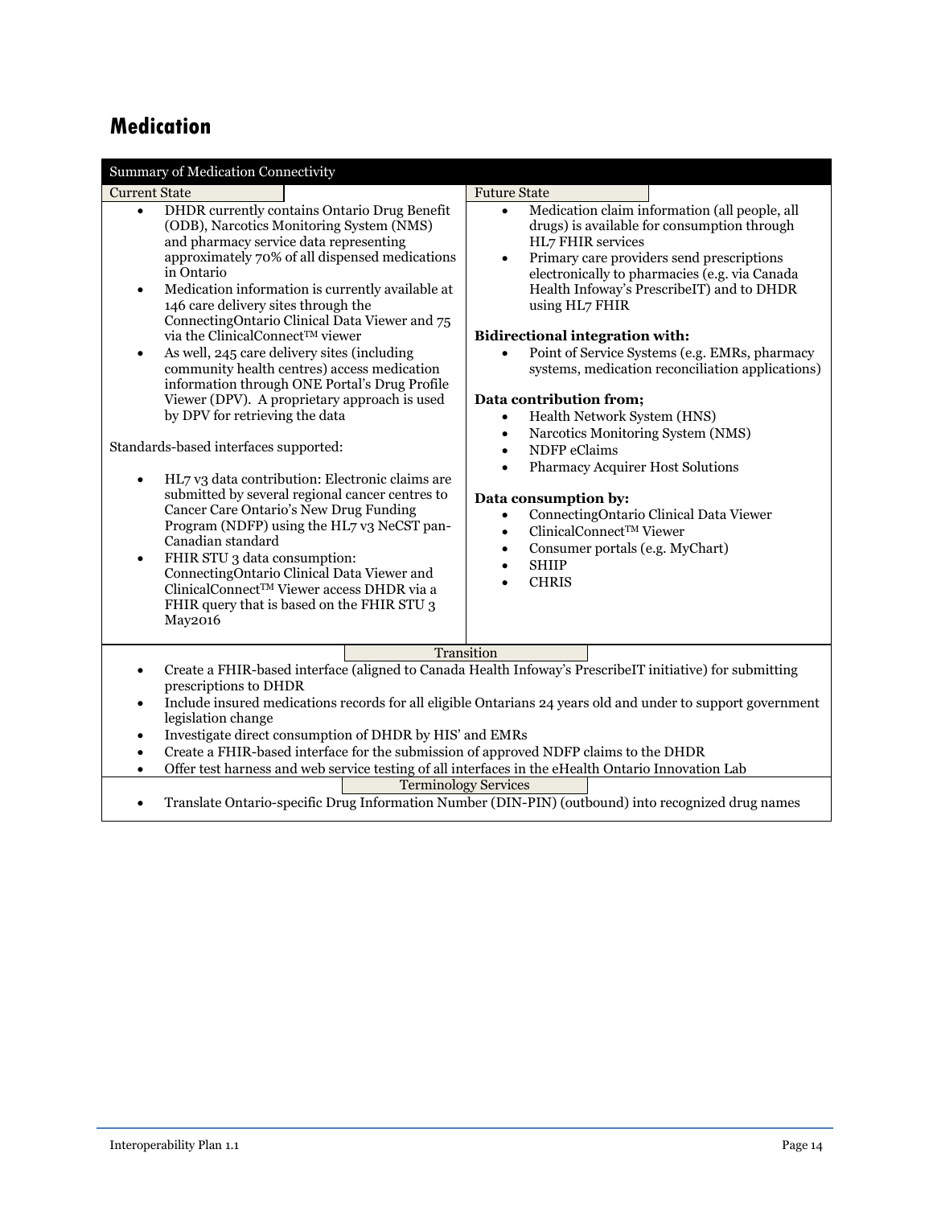## Medication

**Summary of Medication Connectivity**

**Current State**

- DHDR currently contains Ontario Drug Benefit (ODB), Narcotics Monitoring System (NMS) and pharmacy service data representing approximately 70% of all dispensed medications in Ontario
- Medication information is currently available at 146 care delivery sites through the ConnectingOntario Clinical Data Viewer and 75 via the ClinicalConnect™ viewer
- As well, 245 care delivery sites (including community health centres) access medication information through ONE Portal's Drug Profile Viewer (DPV). A proprietary approach is used by DPV for retrieving the data

Standards-based interfaces supported:

- HL7 v3 data contribution: Electronic claims are submitted by several regional cancer centres to Cancer Care Ontario's New Drug Funding Program (NDFP) using the HL7 v3 NeCST pan-Canadian standard
- FHIR STU 3 data consumption: ConnectingOntario Clinical Data Viewer and ClinicalConnect™ Viewer access DHDR via a FHIR query that is based on the FHIR STU 3 May2016

**Future State**

- Medication claim information (all people, all drugs) is available for consumption through HL7 FHIR services
- Primary care providers send prescriptions electronically to pharmacies (e.g. via Canada Health Infoway's PrescribeIT) and to DHDR using HL7 FHIR

**Bidirectional integration with:**

- Point of Service Systems (e.g. EMRs, pharmacy systems, medication reconciliation applications)

**Data contribution from;**

- Health Network System (HNS)
- Narcotics Monitoring System (NMS)
- NDFP eClaims
- Pharmacy Acquirer Host Solutions

**Data consumption by:**

- ConnectingOntario Clinical Data Viewer
- ClinicalConnect™ Viewer
- Consumer portals (e.g. MyChart)
- SHIIP
- CHRIS

**Transition**

- Create a FHIR-based interface (aligned to Canada Health Infoway's PrescribeIT initiative) for submitting prescriptions to DHDR
- Include insured medications records for all eligible Ontarians 24 years old and under to support government legislation change
- Investigate direct consumption of DHDR by HIS' and EMRs
- Create a FHIR-based interface for the submission of approved NDFP claims to the DHDR
- Offer test harness and web service testing of all interfaces in the eHealth Ontario Innovation Lab

**Terminology Services**

- Translate Ontario-specific Drug Information Number (DIN-PIN) (outbound) into recognized drug names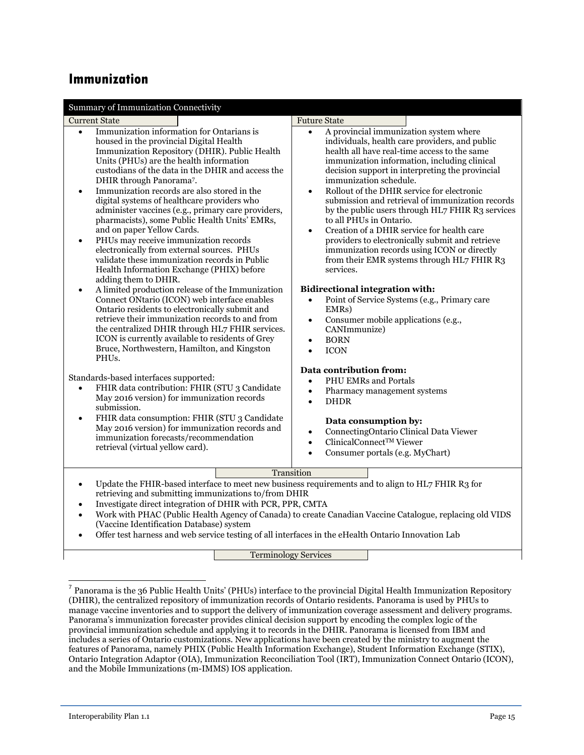# Immunization

**Summary of Immunization Connectivity**

**Current State**

- Immunization information for Ontarians is housed in the provincial Digital Health Immunization Repository (DHIR). Public Health Units (PHUs) are the health information custodians of the data in the DHIR and access the DHIR through Panorama[7].
- Immunization records are also stored in the digital systems of healthcare providers who administer vaccines (e.g., primary care providers, pharmacists), some Public Health Units' EMRs, and on paper Yellow Cards.
- PHUs may receive immunization records electronically from external sources. PHUs validate these immunization records in Public Health Information Exchange (PHIX) before adding them to DHIR.
- A limited production release of the Immunization Connect ONtario (ICON) web interface enables Ontario residents to electronically submit and retrieve their immunization records to and from the centralized DHIR through HL7 FHIR services. ICON is currently available to residents of Grey Bruce, Northwestern, Hamilton, and Kingston PHUs.

Standards-based interfaces supported:

- FHIR data contribution: FHIR (STU 3 Candidate May 2016 version) for immunization records submission.
- FHIR data consumption: FHIR (STU 3 Candidate May 2016 version) for immunization records and immunization forecasts/recommendation retrieval (virtual yellow card).

**Future State**

- A provincial immunization system where individuals, health care providers, and public health all have real-time access to the same immunization information, including clinical decision support in interpreting the provincial immunization schedule.
- Rollout of the DHIR service for electronic submission and retrieval of immunization records by the public users through HL7 FHIR R3 services to all PHUs in Ontario.
- Creation of a DHIR service for health care providers to electronically submit and retrieve immunization records using ICON or directly from their EMR systems through HL7 FHIR R3 services.

**Bidirectional integration with:**

- Point of Service Systems (e.g., Primary care EMRs)
- Consumer mobile applications (e.g., CANImmunize)
- BORN
- ICON

**Data contribution from:**

- PHU EMRs and Portals
- Pharmacy management systems
- DHDR

**Data consumption by:**

- ConnectingOntario Clinical Data Viewer
- ClinicalConnect™ Viewer
- Consumer portals (e.g. MyChart)

**Transition**

- Update the FHIR-based interface to meet new business requirements and to align to HL7 FHIR R3 for retrieving and submitting immunizations to/from DHIR
- Investigate direct integration of DHIR with PCR, PPR, CMTA
- Work with PHAC (Public Health Agency of Canada) to create Canadian Vaccine Catalogue, replacing old VIDS (Vaccine Identification Database) system
- Offer test harness and web service testing of all interfaces in the eHealth Ontario Innovation Lab

**Terminology Services**

---

[7] Panorama is the 36 Public Health Units' (PHUs) interface to the provincial Digital Health Immunization Repository (DHIR), the centralized repository of immunization records of Ontario residents. Panorama is used by PHUs to manage vaccine inventories and to support the delivery of immunization coverage assessment and delivery programs. Panorama's immunization forecaster provides clinical decision support by encoding the complex logic of the provincial immunization schedule and applying it to records in the DHIR. Panorama is licensed from IBM and includes a series of Ontario customizations. New applications have been created by the ministry to augment the features of Panorama, namely PHIX (Public Health Information Exchange), Student Information Exchange (STIX), Ontario Integration Adaptor (OIA), Immunization Reconciliation Tool (IRT), Immunization Connect Ontario (ICON), and the Mobile Immunizations (m-IMMS) IOS application.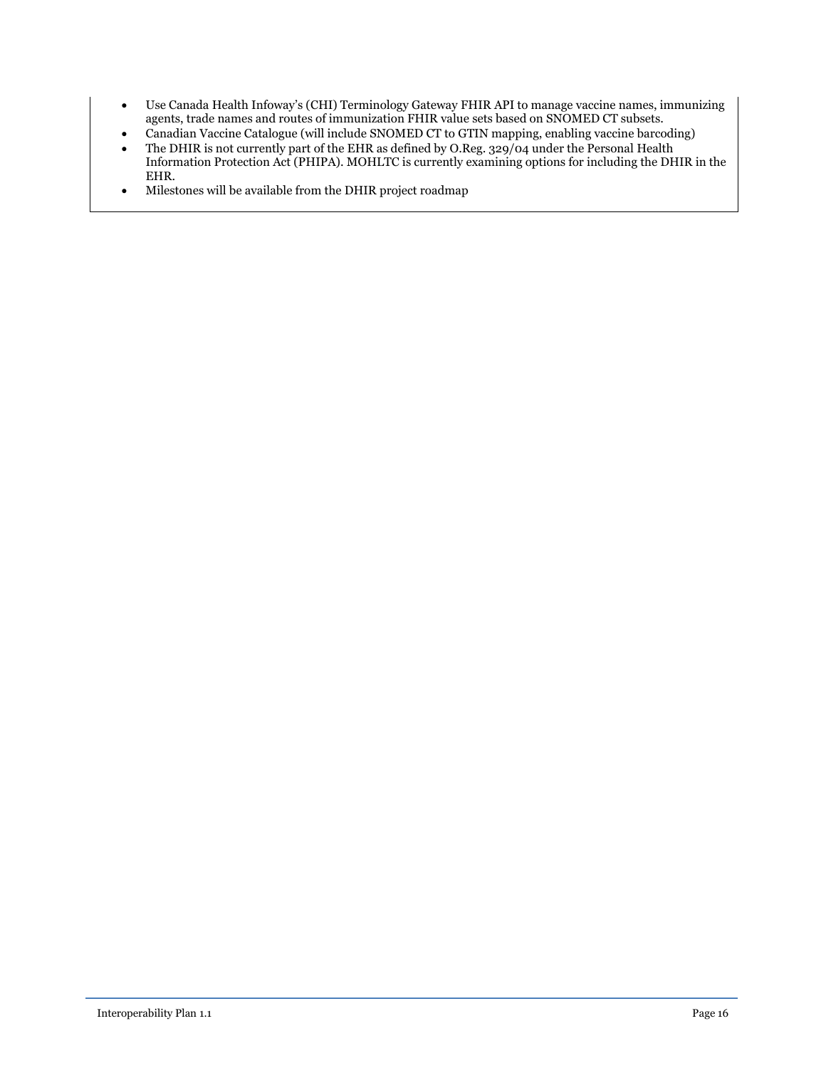- Use Canada Health Infoway's (CHI) Terminology Gateway FHIR API to manage vaccine names, immunizing agents, trade names and routes of immunization FHIR value sets based on SNOMED CT subsets.
- Canadian Vaccine Catalogue (will include SNOMED CT to GTIN mapping, enabling vaccine barcoding)
- The DHIR is not currently part of the EHR as defined by O.Reg. 329/04 under the Personal Health Information Protection Act (PHIPA). MOHLTC is currently examining options for including the DHIR in the EHR.
- Milestones will be available from the DHIR project roadmap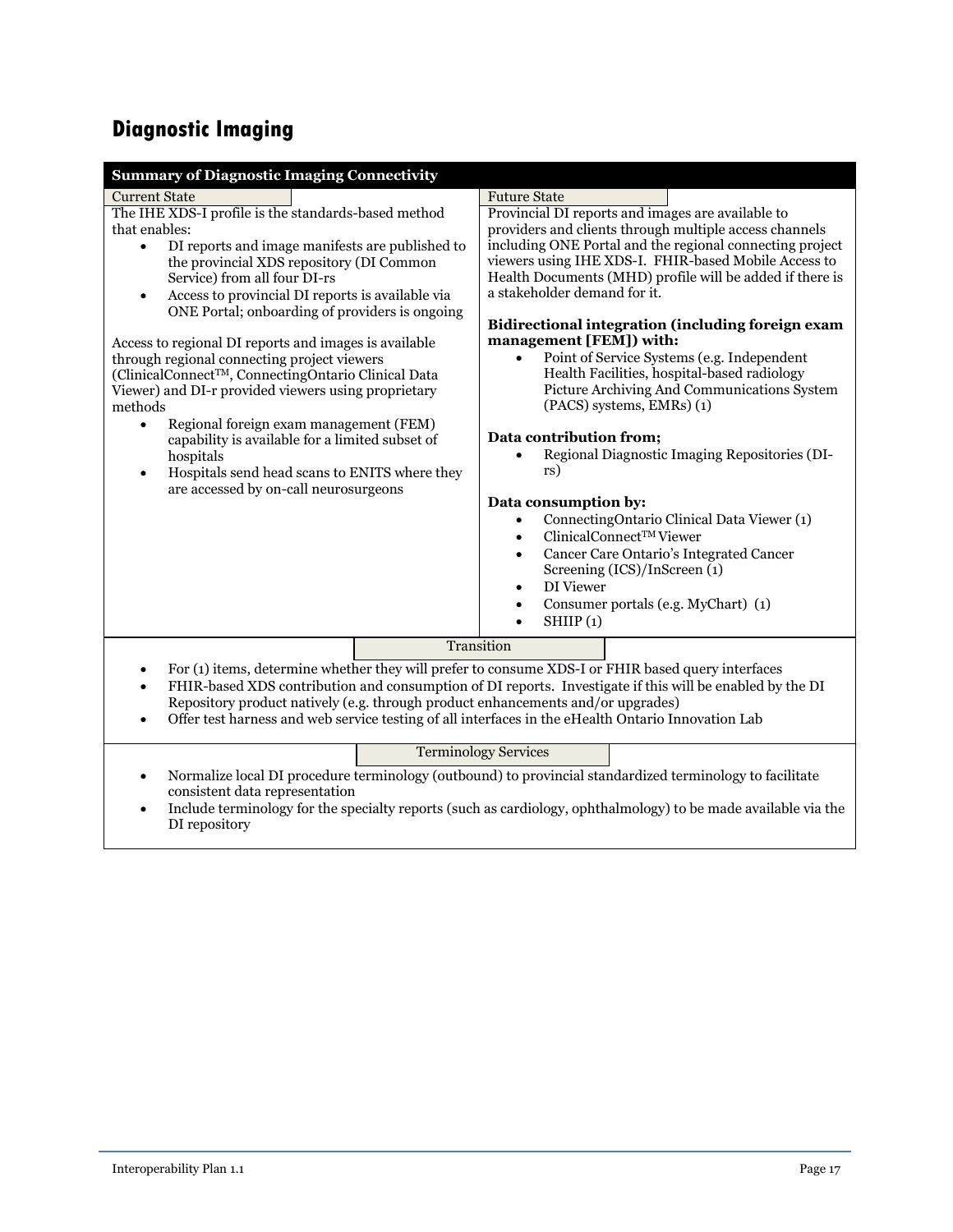## Diagnostic Imaging

**Summary of Diagnostic Imaging Connectivity**

| Current State | Future State |
| --- | --- |
| The IHE XDS-I profile is the standards-based method that enables:<br>• DI reports and image manifests are published to the provincial XDS repository (DI Common Service) from all four DI-rs<br>• Access to provincial DI reports is available via ONE Portal; onboarding of providers is ongoing<br><br>Access to regional DI reports and images is available through regional connecting project viewers (ClinicalConnect™, ConnectingOntario Clinical Data Viewer) and DI-r provided viewers using proprietary methods<br>• Regional foreign exam management (FEM) capability is available for a limited subset of hospitals<br>• Hospitals send head scans to ENITS where they are accessed by on-call neurosurgeons | Provincial DI reports and images are available to providers and clients through multiple access channels including ONE Portal and the regional connecting project viewers using IHE XDS-I. FHIR-based Mobile Access to Health Documents (MHD) profile will be added if there is a stakeholder demand for it.<br><br>**Bidirectional integration (including foreign exam management [FEM]) with:**<br>• Point of Service Systems (e.g. Independent Health Facilities, hospital-based radiology Picture Archiving And Communications System (PACS) systems, EMRs) (1)<br><br>**Data contribution from;**<br>• Regional Diagnostic Imaging Repositories (DI-rs)<br><br>**Data consumption by:**<br>• ConnectingOntario Clinical Data Viewer (1)<br>• ClinicalConnect™ Viewer<br>• Cancer Care Ontario's Integrated Cancer Screening (ICS)/InScreen (1)<br>• DI Viewer<br>• Consumer portals (e.g. MyChart) (1)<br>• SHIIP (1) |

**Transition**

- For (1) items, determine whether they will prefer to consume XDS-I or FHIR based query interfaces
- FHIR-based XDS contribution and consumption of DI reports. Investigate if this will be enabled by the DI Repository product natively (e.g. through product enhancements and/or upgrades)
- Offer test harness and web service testing of all interfaces in the eHealth Ontario Innovation Lab

**Terminology Services**

- Normalize local DI procedure terminology (outbound) to provincial standardized terminology to facilitate consistent data representation
- Include terminology for the specialty reports (such as cardiology, ophthalmology) to be made available via the DI repository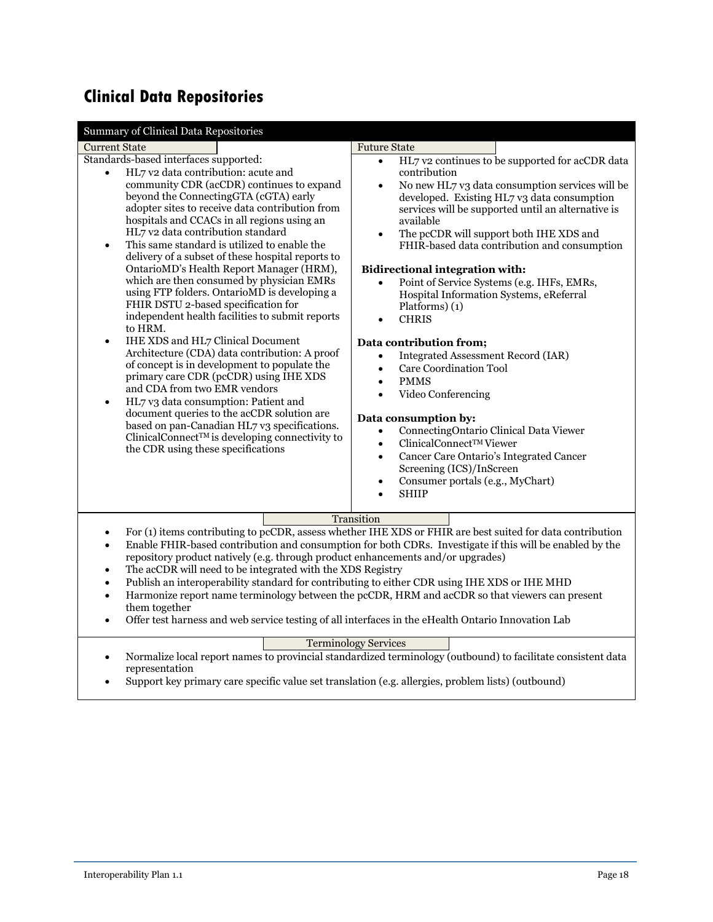## Clinical Data Repositories

**Summary of Clinical Data Repositories**

**Current State**

Standards-based interfaces supported:

- HL7 v2 data contribution: acute and community CDR (acCDR) continues to expand beyond the ConnectingGTA (cGTA) early adopter sites to receive data contribution from hospitals and CCACs in all regions using an HL7 v2 data contribution standard
- This same standard is utilized to enable the delivery of a subset of these hospital reports to OntarioMD's Health Report Manager (HRM), which are then consumed by physician EMRs using FTP folders. OntarioMD is developing a FHIR DSTU 2-based specification for independent health facilities to submit reports to HRM.
- IHE XDS and HL7 Clinical Document Architecture (CDA) data contribution: A proof of concept is in development to populate the primary care CDR (pcCDR) using IHE XDS and CDA from two EMR vendors
- HL7 v3 data consumption: Patient and document queries to the acCDR solution are based on pan-Canadian HL7 v3 specifications. ClinicalConnect™ is developing connectivity to the CDR using these specifications

**Future State**

- HL7 v2 continues to be supported for acCDR data contribution
- No new HL7 v3 data consumption services will be developed. Existing HL7 v3 data consumption services will be supported until an alternative is available
- The pcCDR will support both IHE XDS and FHIR-based data contribution and consumption

**Bidirectional integration with:**

- Point of Service Systems (e.g. IHFs, EMRs, Hospital Information Systems, eReferral Platforms) (1)
- CHRIS

**Data contribution from;**

- Integrated Assessment Record (IAR)
- Care Coordination Tool
- PMMS
- Video Conferencing

**Data consumption by:**

- ConnectingOntario Clinical Data Viewer
- ClinicalConnect™ Viewer
- Cancer Care Ontario's Integrated Cancer Screening (ICS)/InScreen
- Consumer portals (e.g., MyChart)
- SHIIP

**Transition**

- For (1) items contributing to pcCDR, assess whether IHE XDS or FHIR are best suited for data contribution
- Enable FHIR-based contribution and consumption for both CDRs. Investigate if this will be enabled by the repository product natively (e.g. through product enhancements and/or upgrades)
- The acCDR will need to be integrated with the XDS Registry
- Publish an interoperability standard for contributing to either CDR using IHE XDS or IHE MHD
- Harmonize report name terminology between the pcCDR, HRM and acCDR so that viewers can present them together
- Offer test harness and web service testing of all interfaces in the eHealth Ontario Innovation Lab

**Terminology Services**

- Normalize local report names to provincial standardized terminology (outbound) to facilitate consistent data representation
- Support key primary care specific value set translation (e.g. allergies, problem lists) (outbound)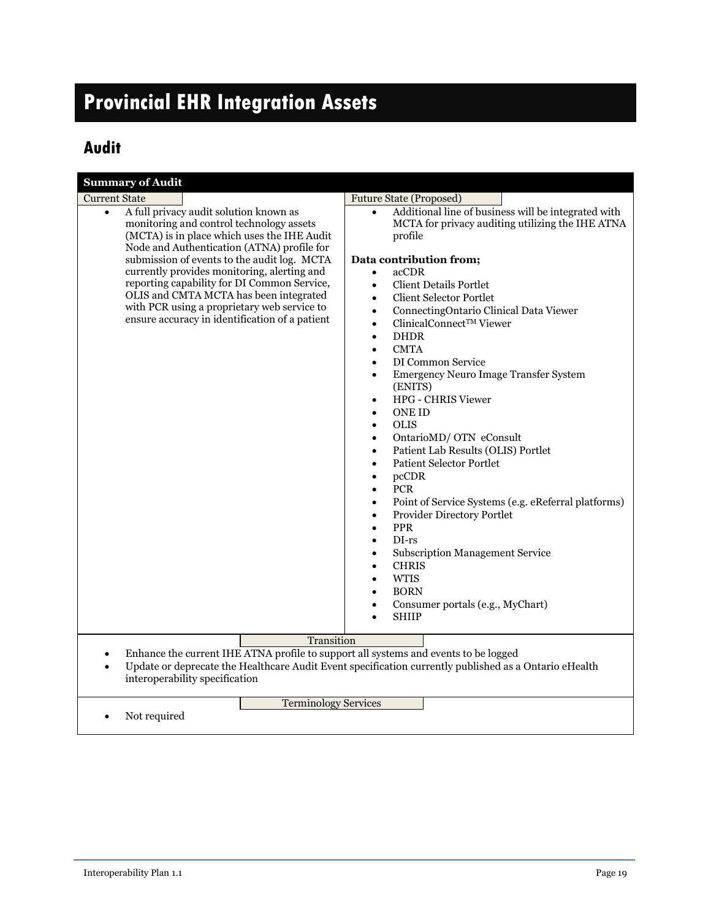# Provincial EHR Integration Assets

## Audit

**Summary of Audit**

| Current State | Future State (Proposed) |
| --- | --- |
| • A full privacy audit solution known as monitoring and control technology assets (MCTA) is in place which uses the IHE Audit Node and Authentication (ATNA) profile for submission of events to the audit log. MCTA currently provides monitoring, alerting and reporting capability for DI Common Service, OLIS and CMTA MCTA has been integrated with PCR using a proprietary web service to ensure accuracy in identification of a patient | • Additional line of business will be integrated with MCTA for privacy auditing utilizing the IHE ATNA profile<br><br>**Data contribution from;**<br>• acCDR<br>• Client Details Portlet<br>• Client Selector Portlet<br>• ConnectingOntario Clinical Data Viewer<br>• ClinicalConnect™ Viewer<br>• DHDR<br>• CMTA<br>• DI Common Service<br>• Emergency Neuro Image Transfer System (ENITS)<br>• HPG - CHRIS Viewer<br>• ONE ID<br>• OLIS<br>• OntarioMD/ OTN eConsult<br>• Patient Lab Results (OLIS) Portlet<br>• Patient Selector Portlet<br>• pcCDR<br>• PCR<br>• Point of Service Systems (e.g. eReferral platforms)<br>• Provider Directory Portlet<br>• PPR<br>• DI-rs<br>• Subscription Management Service<br>• CHRIS<br>• WTIS<br>• BORN<br>• Consumer portals (e.g., MyChart)<br>• SHIIP |

**Transition**

- Enhance the current IHE ATNA profile to support all systems and events to be logged
- Update or deprecate the Healthcare Audit Event specification currently published as a Ontario eHealth interoperability specification

**Terminology Services**

- Not required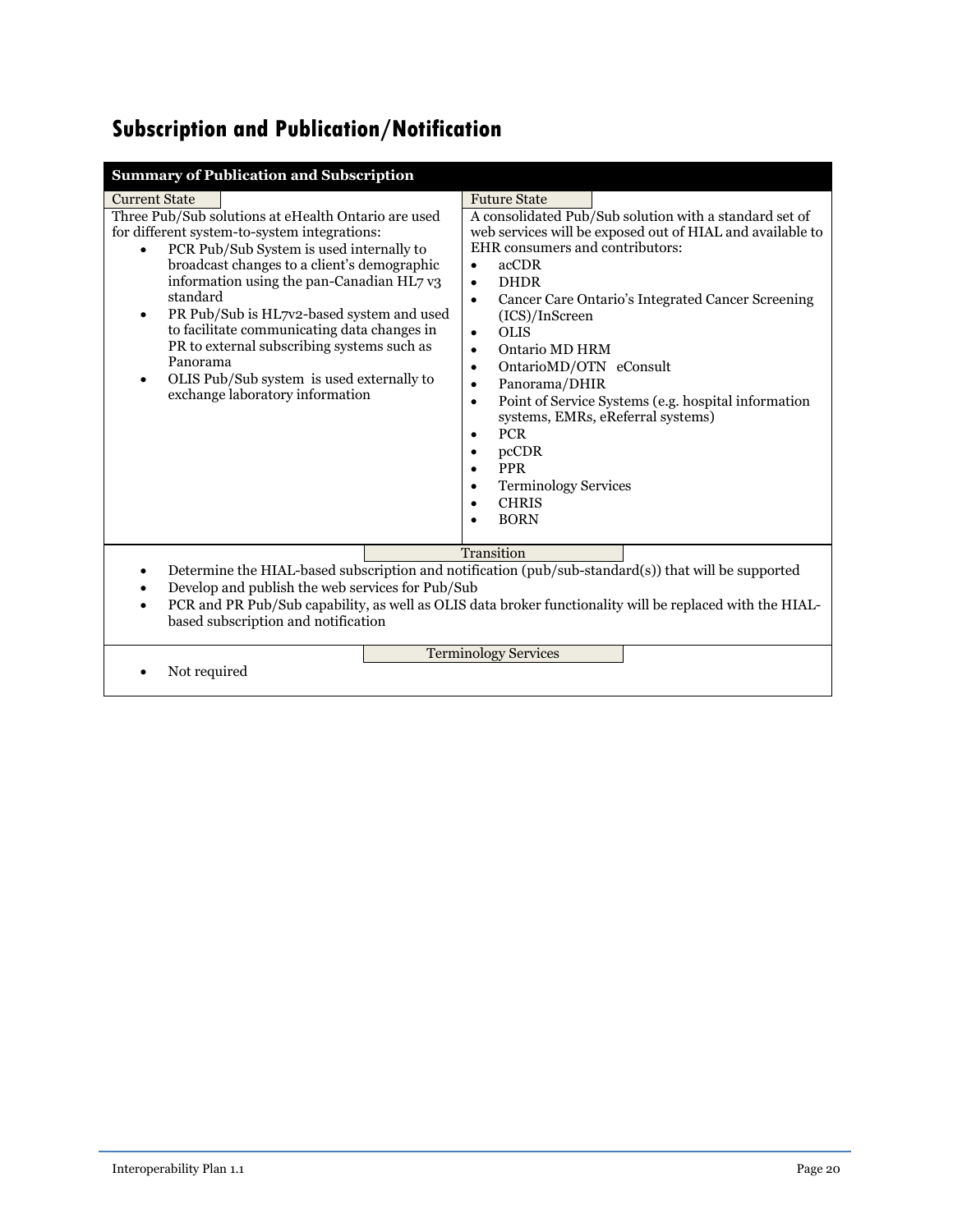## Subscription and Publication/Notification

**Summary of Publication and Subscription**

| Current State | Future State |
|---|---|
| Three Pub/Sub solutions at eHealth Ontario are used for different system-to-system integrations:<br>• PCR Pub/Sub System is used internally to broadcast changes to a client's demographic information using the pan-Canadian HL7 v3 standard<br>• PR Pub/Sub is HL7v2-based system and used to facilitate communicating data changes in PR to external subscribing systems such as Panorama<br>• OLIS Pub/Sub system is used externally to exchange laboratory information | A consolidated Pub/Sub solution with a standard set of web services will be exposed out of HIAL and available to EHR consumers and contributors:<br>• acCDR<br>• DHDR<br>• Cancer Care Ontario's Integrated Cancer Screening (ICS)/InScreen<br>• OLIS<br>• Ontario MD HRM<br>• OntarioMD/OTN eConsult<br>• Panorama/DHIR<br>• Point of Service Systems (e.g. hospital information systems, EMRs, eReferral systems)<br>• PCR<br>• pcCDR<br>• PPR<br>• Terminology Services<br>• CHRIS<br>• BORN |

**Transition**

- Determine the HIAL-based subscription and notification (pub/sub-standard(s)) that will be supported
- Develop and publish the web services for Pub/Sub
- PCR and PR Pub/Sub capability, as well as OLIS data broker functionality will be replaced with the HIAL-based subscription and notification

**Terminology Services**

- Not required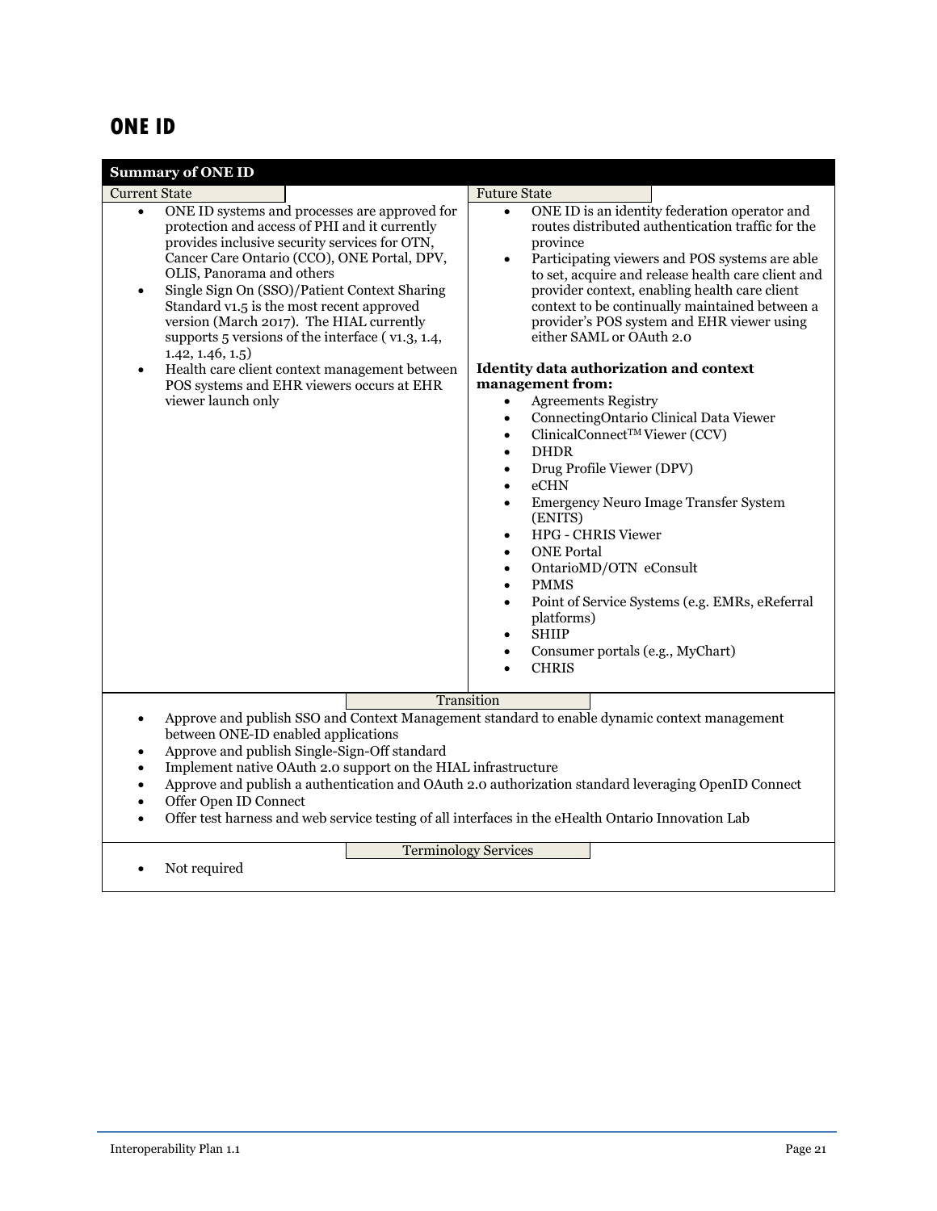# ONE ID

| Summary of ONE ID | |
|---|---|
| **Current State** | **Future State** |
| • ONE ID systems and processes are approved for protection and access of PHI and it currently provides inclusive security services for OTN, Cancer Care Ontario (CCO), ONE Portal, DPV, OLIS, Panorama and others<br>• Single Sign On (SSO)/Patient Context Sharing Standard v1.5 is the most recent approved version (March 2017). The HIAL currently supports 5 versions of the interface ( v1.3, 1.4, 1.42, 1.46, 1.5)<br>• Health care client context management between POS systems and EHR viewers occurs at EHR viewer launch only | • ONE ID is an identity federation operator and routes distributed authentication traffic for the province<br>• Participating viewers and POS systems are able to set, acquire and release health care client and provider context, enabling health care client context to be continually maintained between a provider's POS system and EHR viewer using either SAML or OAuth 2.0<br><br>**Identity data authorization and context management from:**<br>• Agreements Registry<br>• ConnectingOntario Clinical Data Viewer<br>• ClinicalConnect™ Viewer (CCV)<br>• DHDR<br>• Drug Profile Viewer (DPV)<br>• eCHN<br>• Emergency Neuro Image Transfer System (ENITS)<br>• HPG - CHRIS Viewer<br>• ONE Portal<br>• OntarioMD/OTN eConsult<br>• PMMS<br>• Point of Service Systems (e.g. EMRs, eReferral platforms)<br>• SHIIP<br>• Consumer portals (e.g., MyChart)<br>• CHRIS |
| **Transition** | |
| • Approve and publish SSO and Context Management standard to enable dynamic context management between ONE-ID enabled applications<br>• Approve and publish Single-Sign-Off standard<br>• Implement native OAuth 2.0 support on the HIAL infrastructure<br>• Approve and publish a authentication and OAuth 2.0 authorization standard leveraging OpenID Connect<br>• Offer Open ID Connect<br>• Offer test harness and web service testing of all interfaces in the eHealth Ontario Innovation Lab | |
| **Terminology Services** | |
| • Not required | |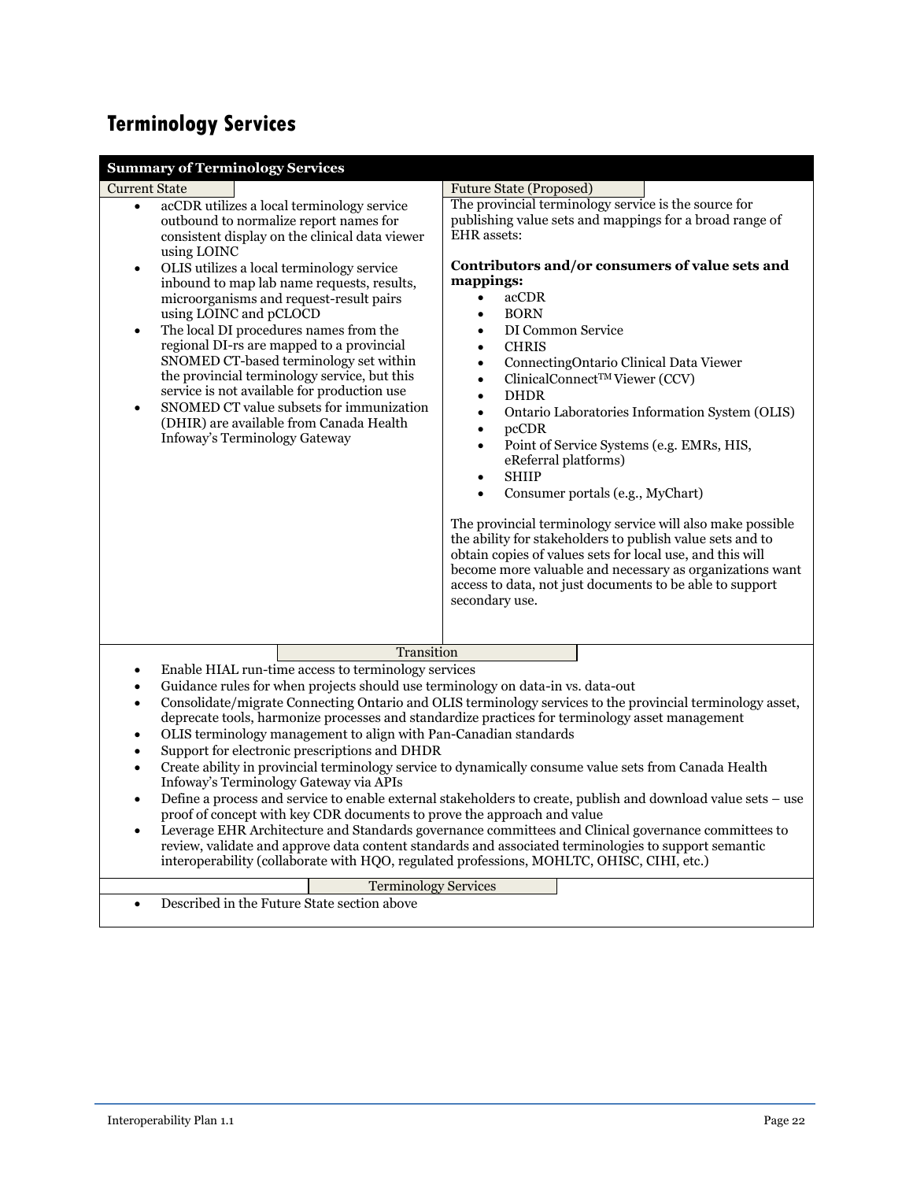## Terminology Services

**Summary of Terminology Services**

| Current State | Future State (Proposed) |
|---|---|
| <ul><li>acCDR utilizes a local terminology service outbound to normalize report names for consistent display on the clinical data viewer using LOINC</li><li>OLIS utilizes a local terminology service inbound to map lab name requests, results, microorganisms and request-result pairs using LOINC and pCLOCD</li><li>The local DI procedures names from the regional DI-rs are mapped to a provincial SNOMED CT-based terminology set within the provincial terminology service, but this service is not available for production use</li><li>SNOMED CT value subsets for immunization (DHIR) are available from Canada Health Infoway's Terminology Gateway</li></ul> | The provincial terminology service is the source for publishing value sets and mappings for a broad range of EHR assets:<br><br>**Contributors and/or consumers of value sets and mappings:**<ul><li>acCDR</li><li>BORN</li><li>DI Common Service</li><li>CHRIS</li><li>ConnectingOntario Clinical Data Viewer</li><li>ClinicalConnect™ Viewer (CCV)</li><li>DHDR</li><li>Ontario Laboratories Information System (OLIS)</li><li>pcCDR</li><li>Point of Service Systems (e.g. EMRs, HIS, eReferral platforms)</li><li>SHIIP</li><li>Consumer portals (e.g., MyChart)</li></ul>The provincial terminology service will also make possible the ability for stakeholders to publish value sets and to obtain copies of values sets for local use, and this will become more valuable and necessary as organizations want access to data, not just documents to be able to support secondary use. |

**Transition**

- Enable HIAL run-time access to terminology services
- Guidance rules for when projects should use terminology on data-in vs. data-out
- Consolidate/migrate Connecting Ontario and OLIS terminology services to the provincial terminology asset, deprecate tools, harmonize processes and standardize practices for terminology asset management
- OLIS terminology management to align with Pan-Canadian standards
- Support for electronic prescriptions and DHDR
- Create ability in provincial terminology service to dynamically consume value sets from Canada Health Infoway's Terminology Gateway via APIs
- Define a process and service to enable external stakeholders to create, publish and download value sets – use proof of concept with key CDR documents to prove the approach and value
- Leverage EHR Architecture and Standards governance committees and Clinical governance committees to review, validate and approve data content standards and associated terminologies to support semantic interoperability (collaborate with HQO, regulated professions, MOHLTC, OHISC, CIHI, etc.)

**Terminology Services**

- Described in the Future State section above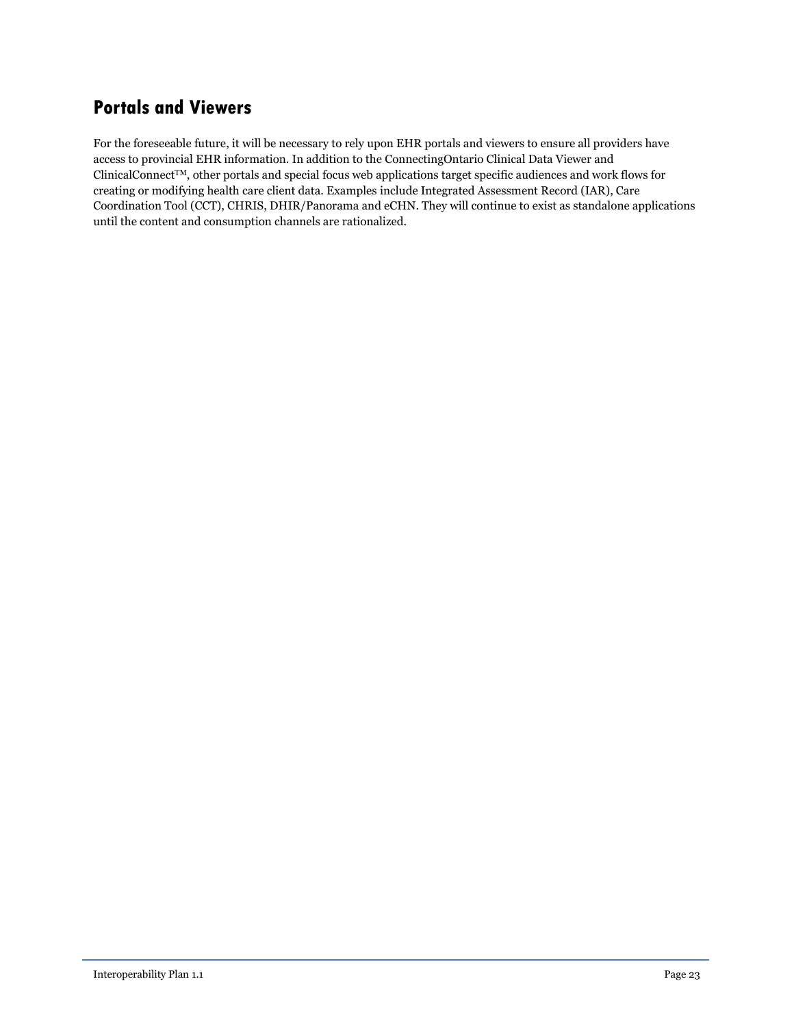## Portals and Viewers

For the foreseeable future, it will be necessary to rely upon EHR portals and viewers to ensure all providers have access to provincial EHR information. In addition to the ConnectingOntario Clinical Data Viewer and ClinicalConnect™, other portals and special focus web applications target specific audiences and work flows for creating or modifying health care client data. Examples include Integrated Assessment Record (IAR), Care Coordination Tool (CCT), CHRIS, DHIR/Panorama and eCHN. They will continue to exist as standalone applications until the content and consumption channels are rationalized.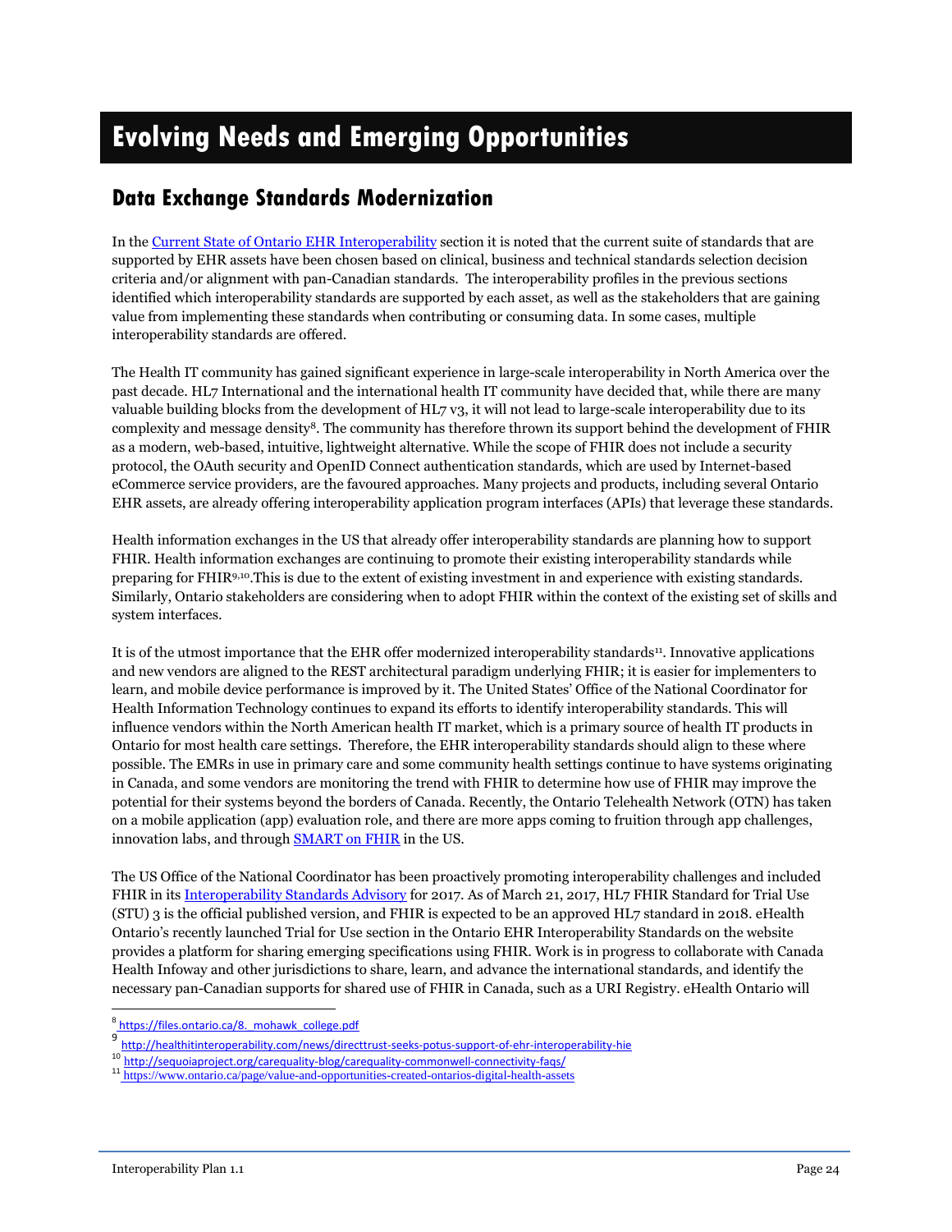# Evolving Needs and Emerging Opportunities

## Data Exchange Standards Modernization

In the Current State of Ontario EHR Interoperability section it is noted that the current suite of standards that are supported by EHR assets have been chosen based on clinical, business and technical standards selection decision criteria and/or alignment with pan-Canadian standards. The interoperability profiles in the previous sections identified which interoperability standards are supported by each asset, as well as the stakeholders that are gaining value from implementing these standards when contributing or consuming data. In some cases, multiple interoperability standards are offered.

The Health IT community has gained significant experience in large-scale interoperability in North America over the past decade. HL7 International and the international health IT community have decided that, while there are many valuable building blocks from the development of HL7 v3, it will not lead to large-scale interoperability due to its complexity and message density[8]. The community has therefore thrown its support behind the development of FHIR as a modern, web-based, intuitive, lightweight alternative. While the scope of FHIR does not include a security protocol, the OAuth security and OpenID Connect authentication standards, which are used by Internet-based eCommerce service providers, are the favoured approaches. Many projects and products, including several Ontario EHR assets, are already offering interoperability application program interfaces (APIs) that leverage these standards.

Health information exchanges in the US that already offer interoperability standards are planning how to support FHIR. Health information exchanges are continuing to promote their existing interoperability standards while preparing for FHIR[9,10]. This is due to the extent of existing investment in and experience with existing standards. Similarly, Ontario stakeholders are considering when to adopt FHIR within the context of the existing set of skills and system interfaces.

It is of the utmost importance that the EHR offer modernized interoperability standards[11]. Innovative applications and new vendors are aligned to the REST architectural paradigm underlying FHIR; it is easier for implementers to learn, and mobile device performance is improved by it. The United States' Office of the National Coordinator for Health Information Technology continues to expand its efforts to identify interoperability standards. This will influence vendors within the North American health IT market, which is a primary source of health IT products in Ontario for most health care settings. Therefore, the EHR interoperability standards should align to these where possible. The EMRs in use in primary care and some community health settings continue to have systems originating in Canada, and some vendors are monitoring the trend with FHIR to determine how use of FHIR may improve the potential for their systems beyond the borders of Canada. Recently, the Ontario Telehealth Network (OTN) has taken on a mobile application (app) evaluation role, and there are more apps coming to fruition through app challenges, innovation labs, and through SMART on FHIR in the US.

The US Office of the National Coordinator has been proactively promoting interoperability challenges and included FHIR in its Interoperability Standards Advisory for 2017. As of March 21, 2017, HL7 FHIR Standard for Trial Use (STU) 3 is the official published version, and FHIR is expected to be an approved HL7 standard in 2018. eHealth Ontario's recently launched Trial for Use section in the Ontario EHR Interoperability Standards on the website provides a platform for sharing emerging specifications using FHIR. Work is in progress to collaborate with Canada Health Infoway and other jurisdictions to share, learn, and advance the international standards, and identify the necessary pan-Canadian supports for shared use of FHIR in Canada, such as a URI Registry. eHealth Ontario will

---

[8] https://files.ontario.ca/8._mohawk_college.pdf

[9] http://healthitinteroperability.com/news/directtrust-seeks-potus-support-of-ehr-interoperability-hie

[10] http://sequoiaproject.org/carequality-blog/carequality-commonwell-connectivity-faqs/

[11] https://www.ontario.ca/page/value-and-opportunities-created-ontarios-digital-health-assets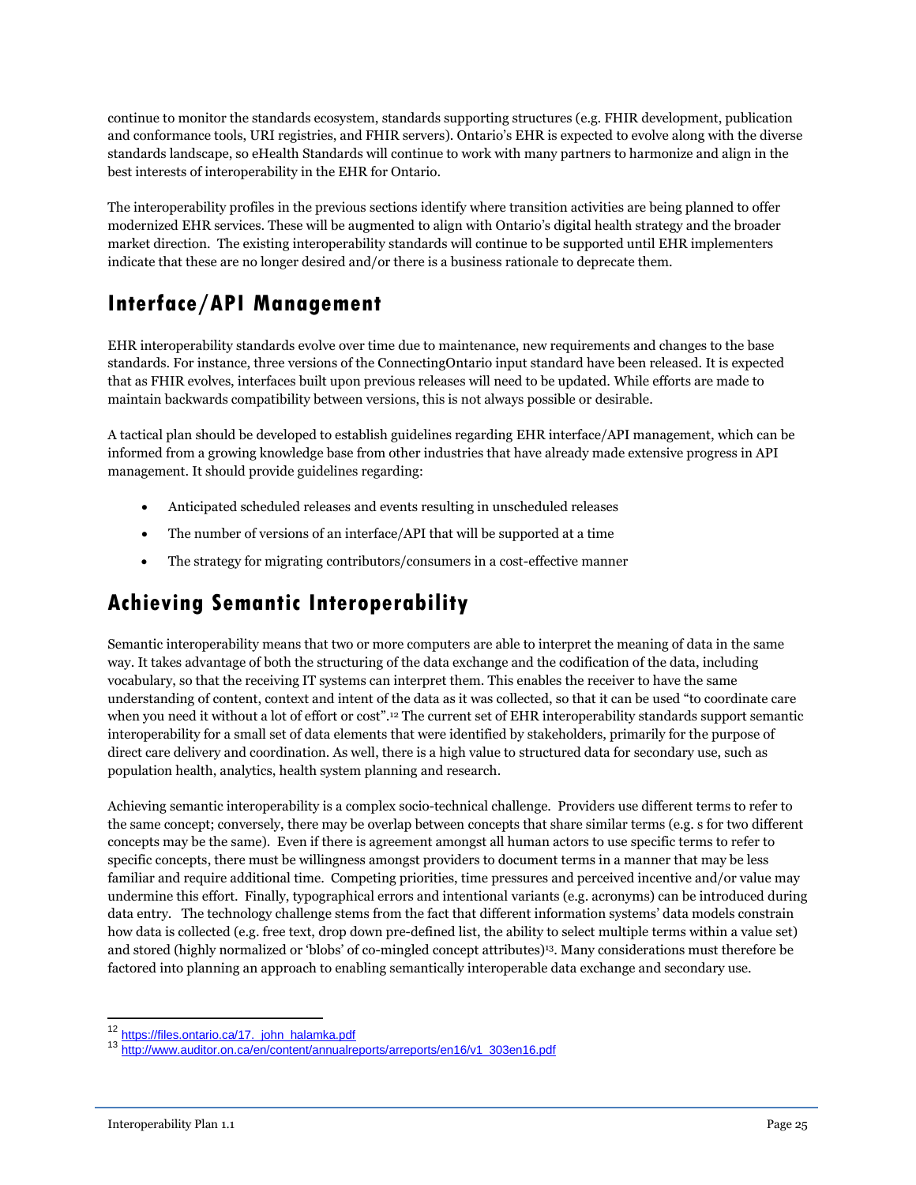continue to monitor the standards ecosystem, standards supporting structures (e.g. FHIR development, publication and conformance tools, URI registries, and FHIR servers). Ontario's EHR is expected to evolve along with the diverse standards landscape, so eHealth Standards will continue to work with many partners to harmonize and align in the best interests of interoperability in the EHR for Ontario.

The interoperability profiles in the previous sections identify where transition activities are being planned to offer modernized EHR services. These will be augmented to align with Ontario's digital health strategy and the broader market direction. The existing interoperability standards will continue to be supported until EHR implementers indicate that these are no longer desired and/or there is a business rationale to deprecate them.

## Interface/API Management

EHR interoperability standards evolve over time due to maintenance, new requirements and changes to the base standards. For instance, three versions of the ConnectingOntario input standard have been released. It is expected that as FHIR evolves, interfaces built upon previous releases will need to be updated. While efforts are made to maintain backwards compatibility between versions, this is not always possible or desirable.

A tactical plan should be developed to establish guidelines regarding EHR interface/API management, which can be informed from a growing knowledge base from other industries that have already made extensive progress in API management. It should provide guidelines regarding:

- Anticipated scheduled releases and events resulting in unscheduled releases
- The number of versions of an interface/API that will be supported at a time
- The strategy for migrating contributors/consumers in a cost-effective manner

## Achieving Semantic Interoperability

Semantic interoperability means that two or more computers are able to interpret the meaning of data in the same way. It takes advantage of both the structuring of the data exchange and the codification of the data, including vocabulary, so that the receiving IT systems can interpret them. This enables the receiver to have the same understanding of content, context and intent of the data as it was collected, so that it can be used "to coordinate care when you need it without a lot of effort or cost".[12] The current set of EHR interoperability standards support semantic interoperability for a small set of data elements that were identified by stakeholders, primarily for the purpose of direct care delivery and coordination. As well, there is a high value to structured data for secondary use, such as population health, analytics, health system planning and research.

Achieving semantic interoperability is a complex socio-technical challenge. Providers use different terms to refer to the same concept; conversely, there may be overlap between concepts that share similar terms (e.g. s for two different concepts may be the same). Even if there is agreement amongst all human actors to use specific terms to refer to specific concepts, there must be willingness amongst providers to document terms in a manner that may be less familiar and require additional time. Competing priorities, time pressures and perceived incentive and/or value may undermine this effort. Finally, typographical errors and intentional variants (e.g. acronyms) can be introduced during data entry. The technology challenge stems from the fact that different information systems' data models constrain how data is collected (e.g. free text, drop down pre-defined list, the ability to select multiple terms within a value set) and stored (highly normalized or 'blobs' of co-mingled concept attributes)[13]. Many considerations must therefore be factored into planning an approach to enabling semantically interoperable data exchange and secondary use.

---

[12] https://files.ontario.ca/17._john_halamka.pdf

[13] http://www.auditor.on.ca/en/content/annualreports/arreports/en16/v1_303en16.pdf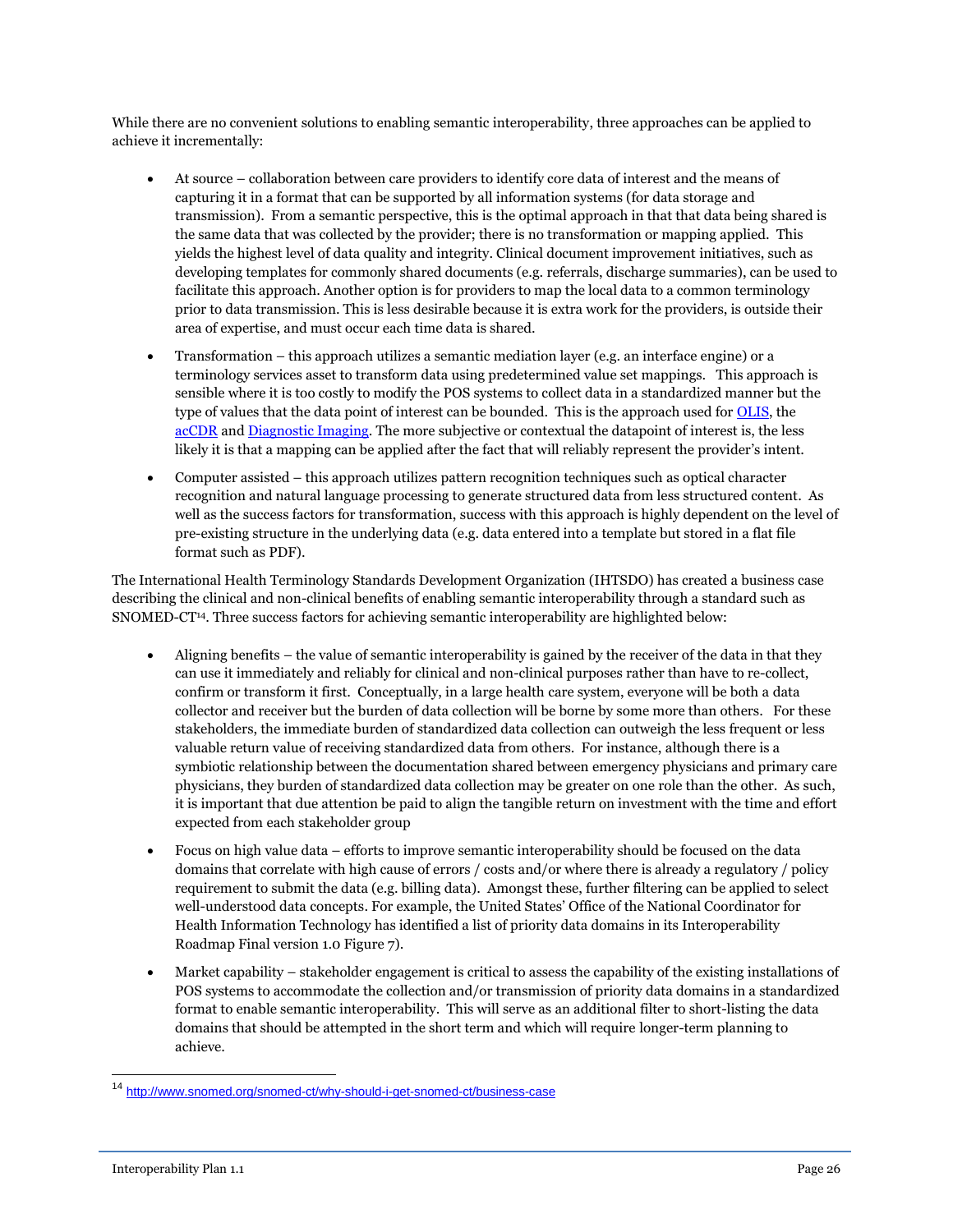While there are no convenient solutions to enabling semantic interoperability, three approaches can be applied to achieve it incrementally:

- At source – collaboration between care providers to identify core data of interest and the means of capturing it in a format that can be supported by all information systems (for data storage and transmission). From a semantic perspective, this is the optimal approach in that that data being shared is the same data that was collected by the provider; there is no transformation or mapping applied. This yields the highest level of data quality and integrity. Clinical document improvement initiatives, such as developing templates for commonly shared documents (e.g. referrals, discharge summaries), can be used to facilitate this approach. Another option is for providers to map the local data to a common terminology prior to data transmission. This is less desirable because it is extra work for the providers, is outside their area of expertise, and must occur each time data is shared.
- Transformation – this approach utilizes a semantic mediation layer (e.g. an interface engine) or a terminology services asset to transform data using predetermined value set mappings. This approach is sensible where it is too costly to modify the POS systems to collect data in a standardized manner but the type of values that the data point of interest can be bounded. This is the approach used for OLIS, the acCDR and Diagnostic Imaging. The more subjective or contextual the datapoint of interest is, the less likely it is that a mapping can be applied after the fact that will reliably represent the provider's intent.
- Computer assisted – this approach utilizes pattern recognition techniques such as optical character recognition and natural language processing to generate structured data from less structured content. As well as the success factors for transformation, success with this approach is highly dependent on the level of pre-existing structure in the underlying data (e.g. data entered into a template but stored in a flat file format such as PDF).

The International Health Terminology Standards Development Organization (IHTSDO) has created a business case describing the clinical and non-clinical benefits of enabling semantic interoperability through a standard such as SNOMED-CT[14]. Three success factors for achieving semantic interoperability are highlighted below:

- Aligning benefits – the value of semantic interoperability is gained by the receiver of the data in that they can use it immediately and reliably for clinical and non-clinical purposes rather than have to re-collect, confirm or transform it first. Conceptually, in a large health care system, everyone will be both a data collector and receiver but the burden of data collection will be borne by some more than others. For these stakeholders, the immediate burden of standardized data collection can outweigh the less frequent or less valuable return value of receiving standardized data from others. For instance, although there is a symbiotic relationship between the documentation shared between emergency physicians and primary care physicians, they burden of standardized data collection may be greater on one role than the other. As such, it is important that due attention be paid to align the tangible return on investment with the time and effort expected from each stakeholder group
- Focus on high value data – efforts to improve semantic interoperability should be focused on the data domains that correlate with high cause of errors / costs and/or where there is already a regulatory / policy requirement to submit the data (e.g. billing data). Amongst these, further filtering can be applied to select well-understood data concepts. For example, the United States' Office of the National Coordinator for Health Information Technology has identified a list of priority data domains in its Interoperability Roadmap Final version 1.0 Figure 7).
- Market capability – stakeholder engagement is critical to assess the capability of the existing installations of POS systems to accommodate the collection and/or transmission of priority data domains in a standardized format to enable semantic interoperability. This will serve as an additional filter to short-listing the data domains that should be attempted in the short term and which will require longer-term planning to achieve.

[14] http://www.snomed.org/snomed-ct/why-should-i-get-snomed-ct/business-case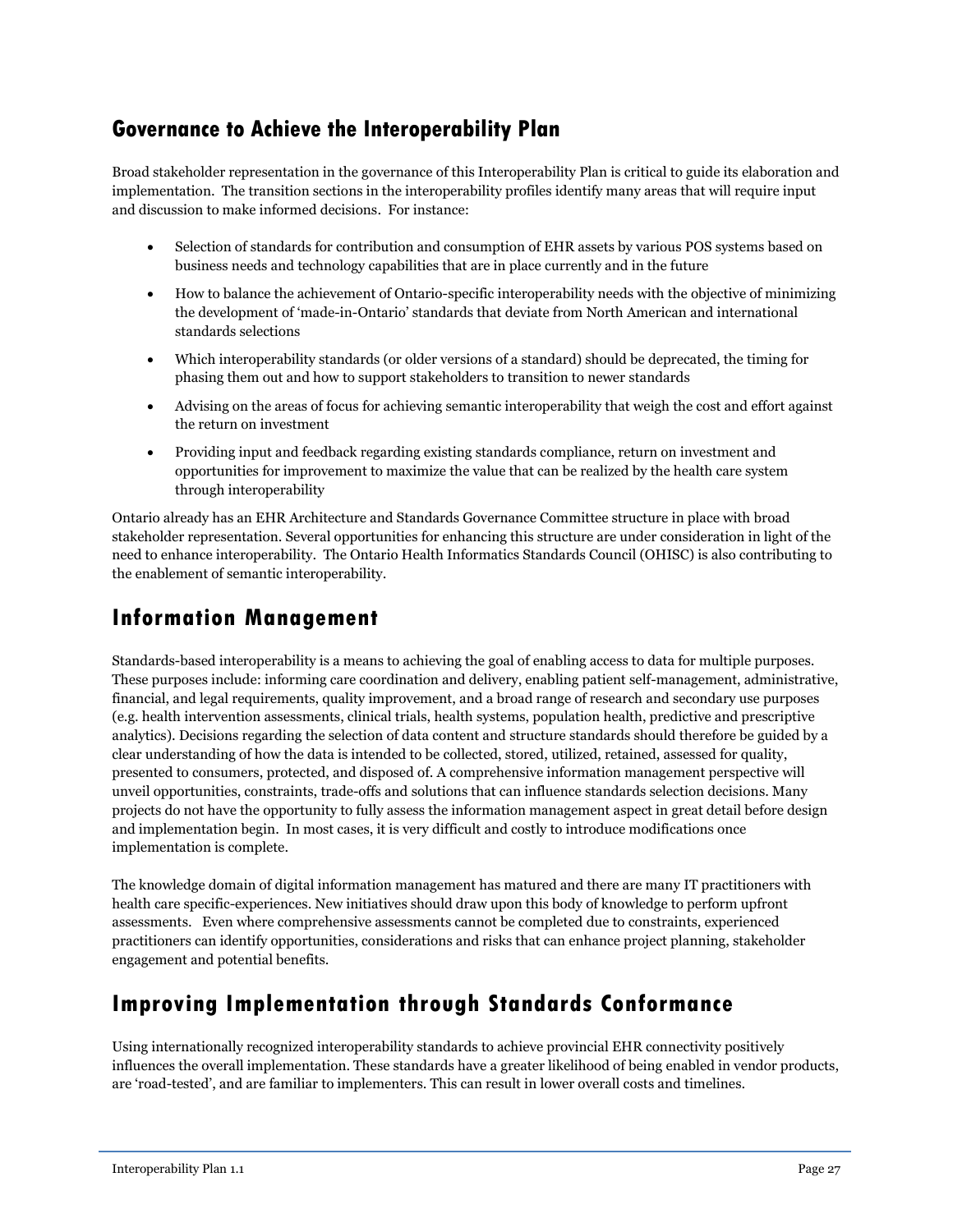## Governance to Achieve the Interoperability Plan

Broad stakeholder representation in the governance of this Interoperability Plan is critical to guide its elaboration and implementation. The transition sections in the interoperability profiles identify many areas that will require input and discussion to make informed decisions. For instance:

- Selection of standards for contribution and consumption of EHR assets by various POS systems based on business needs and technology capabilities that are in place currently and in the future
- How to balance the achievement of Ontario-specific interoperability needs with the objective of minimizing the development of 'made-in-Ontario' standards that deviate from North American and international standards selections
- Which interoperability standards (or older versions of a standard) should be deprecated, the timing for phasing them out and how to support stakeholders to transition to newer standards
- Advising on the areas of focus for achieving semantic interoperability that weigh the cost and effort against the return on investment
- Providing input and feedback regarding existing standards compliance, return on investment and opportunities for improvement to maximize the value that can be realized by the health care system through interoperability

Ontario already has an EHR Architecture and Standards Governance Committee structure in place with broad stakeholder representation. Several opportunities for enhancing this structure are under consideration in light of the need to enhance interoperability. The Ontario Health Informatics Standards Council (OHISC) is also contributing to the enablement of semantic interoperability.

# Information Management

Standards-based interoperability is a means to achieving the goal of enabling access to data for multiple purposes. These purposes include: informing care coordination and delivery, enabling patient self-management, administrative, financial, and legal requirements, quality improvement, and a broad range of research and secondary use purposes (e.g. health intervention assessments, clinical trials, health systems, population health, predictive and prescriptive analytics). Decisions regarding the selection of data content and structure standards should therefore be guided by a clear understanding of how the data is intended to be collected, stored, utilized, retained, assessed for quality, presented to consumers, protected, and disposed of. A comprehensive information management perspective will unveil opportunities, constraints, trade-offs and solutions that can influence standards selection decisions. Many projects do not have the opportunity to fully assess the information management aspect in great detail before design and implementation begin. In most cases, it is very difficult and costly to introduce modifications once implementation is complete.

The knowledge domain of digital information management has matured and there are many IT practitioners with health care specific-experiences. New initiatives should draw upon this body of knowledge to perform upfront assessments. Even where comprehensive assessments cannot be completed due to constraints, experienced practitioners can identify opportunities, considerations and risks that can enhance project planning, stakeholder engagement and potential benefits.

# Improving Implementation through Standards Conformance

Using internationally recognized interoperability standards to achieve provincial EHR connectivity positively influences the overall implementation. These standards have a greater likelihood of being enabled in vendor products, are 'road-tested', and are familiar to implementers. This can result in lower overall costs and timelines.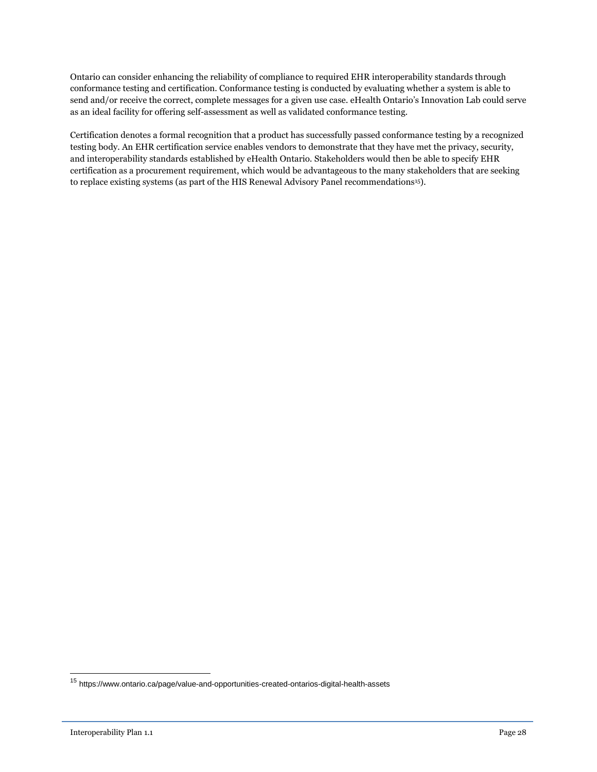Ontario can consider enhancing the reliability of compliance to required EHR interoperability standards through conformance testing and certification. Conformance testing is conducted by evaluating whether a system is able to send and/or receive the correct, complete messages for a given use case. eHealth Ontario's Innovation Lab could serve as an ideal facility for offering self-assessment as well as validated conformance testing.

Certification denotes a formal recognition that a product has successfully passed conformance testing by a recognized testing body. An EHR certification service enables vendors to demonstrate that they have met the privacy, security, and interoperability standards established by eHealth Ontario. Stakeholders would then be able to specify EHR certification as a procurement requirement, which would be advantageous to the many stakeholders that are seeking to replace existing systems (as part of the HIS Renewal Advisory Panel recommendations[15]).

[15] https://www.ontario.ca/page/value-and-opportunities-created-ontarios-digital-health-assets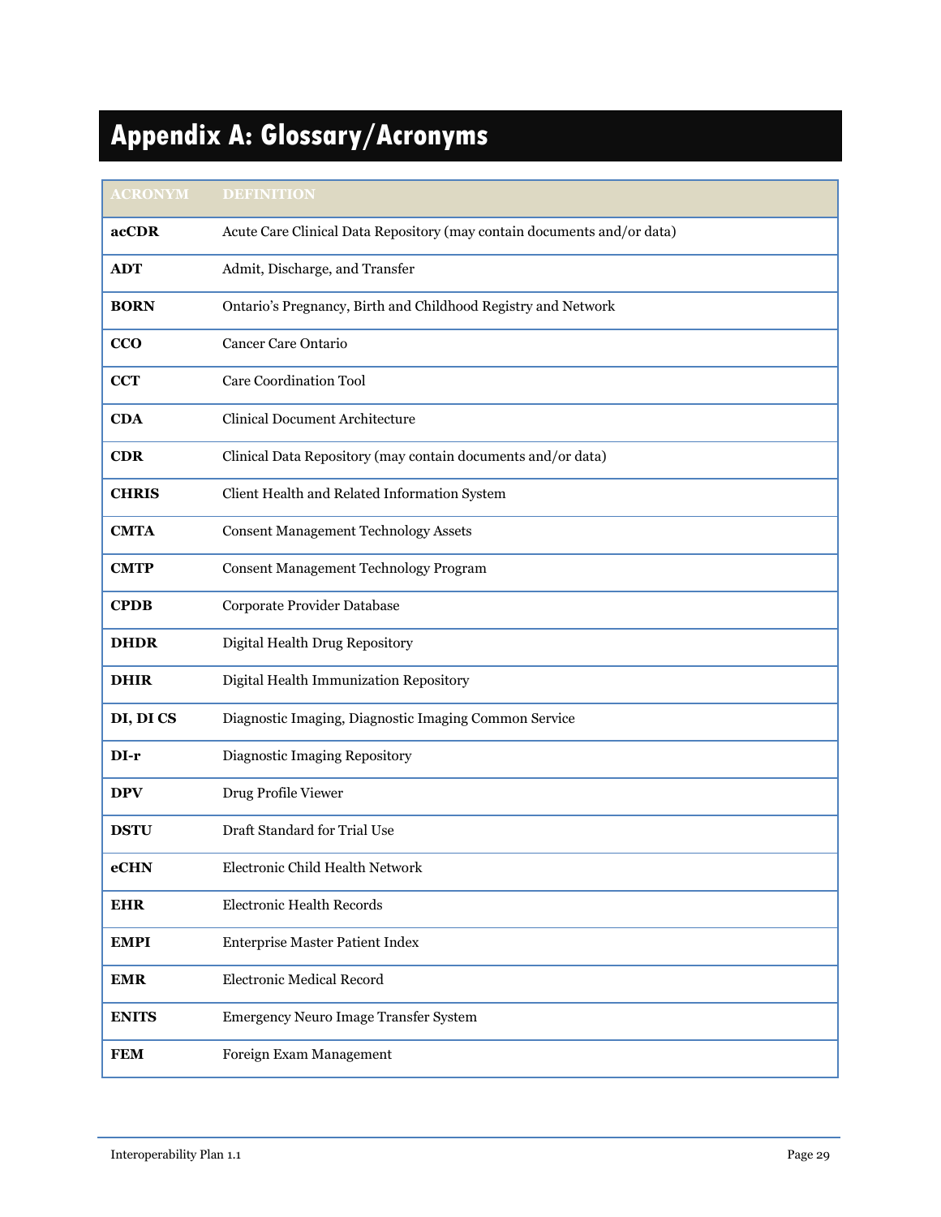# Appendix A: Glossary/Acronyms

| ACRONYM | DEFINITION |
| --- | --- |
| **acCDR** | Acute Care Clinical Data Repository (may contain documents and/or data) |
| **ADT** | Admit, Discharge, and Transfer |
| **BORN** | Ontario's Pregnancy, Birth and Childhood Registry and Network |
| **CCO** | Cancer Care Ontario |
| **CCT** | Care Coordination Tool |
| **CDA** | Clinical Document Architecture |
| **CDR** | Clinical Data Repository (may contain documents and/or data) |
| **CHRIS** | Client Health and Related Information System |
| **CMTA** | Consent Management Technology Assets |
| **CMTP** | Consent Management Technology Program |
| **CPDB** | Corporate Provider Database |
| **DHDR** | Digital Health Drug Repository |
| **DHIR** | Digital Health Immunization Repository |
| **DI, DI CS** | Diagnostic Imaging, Diagnostic Imaging Common Service |
| **DI-r** | Diagnostic Imaging Repository |
| **DPV** | Drug Profile Viewer |
| **DSTU** | Draft Standard for Trial Use |
| **eCHN** | Electronic Child Health Network |
| **EHR** | Electronic Health Records |
| **EMPI** | Enterprise Master Patient Index |
| **EMR** | Electronic Medical Record |
| **ENITS** | Emergency Neuro Image Transfer System |
| **FEM** | Foreign Exam Management |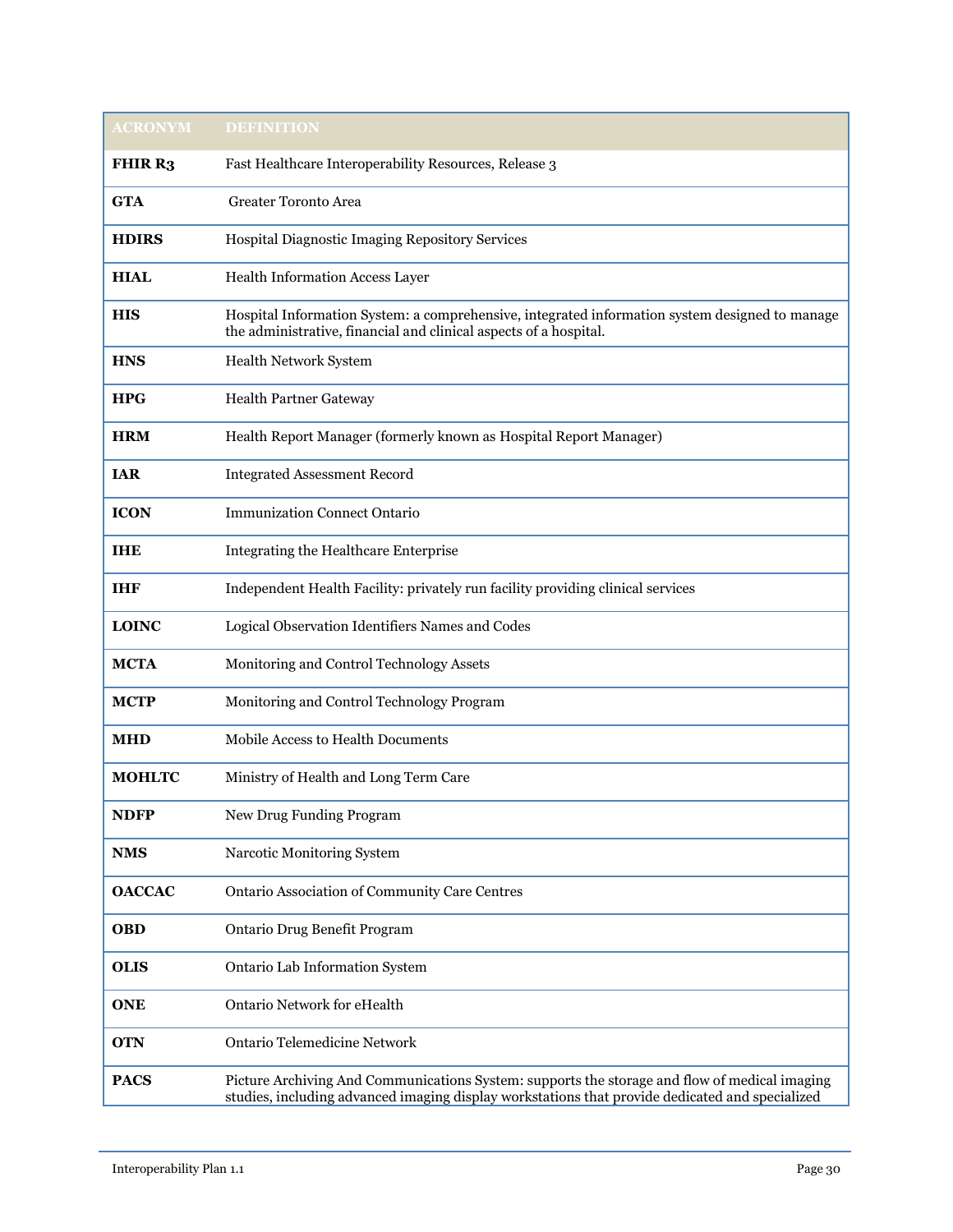| ACRONYM | DEFINITION |
|---|---|
| **FHIR R3** | Fast Healthcare Interoperability Resources, Release 3 |
| **GTA** | Greater Toronto Area |
| **HDIRS** | Hospital Diagnostic Imaging Repository Services |
| **HIAL** | Health Information Access Layer |
| **HIS** | Hospital Information System: a comprehensive, integrated information system designed to manage the administrative, financial and clinical aspects of a hospital. |
| **HNS** | Health Network System |
| **HPG** | Health Partner Gateway |
| **HRM** | Health Report Manager (formerly known as Hospital Report Manager) |
| **IAR** | Integrated Assessment Record |
| **ICON** | Immunization Connect Ontario |
| **IHE** | Integrating the Healthcare Enterprise |
| **IHF** | Independent Health Facility: privately run facility providing clinical services |
| **LOINC** | Logical Observation Identifiers Names and Codes |
| **MCTA** | Monitoring and Control Technology Assets |
| **MCTP** | Monitoring and Control Technology Program |
| **MHD** | Mobile Access to Health Documents |
| **MOHLTC** | Ministry of Health and Long Term Care |
| **NDFP** | New Drug Funding Program |
| **NMS** | Narcotic Monitoring System |
| **OACCAC** | Ontario Association of Community Care Centres |
| **OBD** | Ontario Drug Benefit Program |
| **OLIS** | Ontario Lab Information System |
| **ONE** | Ontario Network for eHealth |
| **OTN** | Ontario Telemedicine Network |
| **PACS** | Picture Archiving And Communications System: supports the storage and flow of medical imaging studies, including advanced imaging display workstations that provide dedicated and specialized |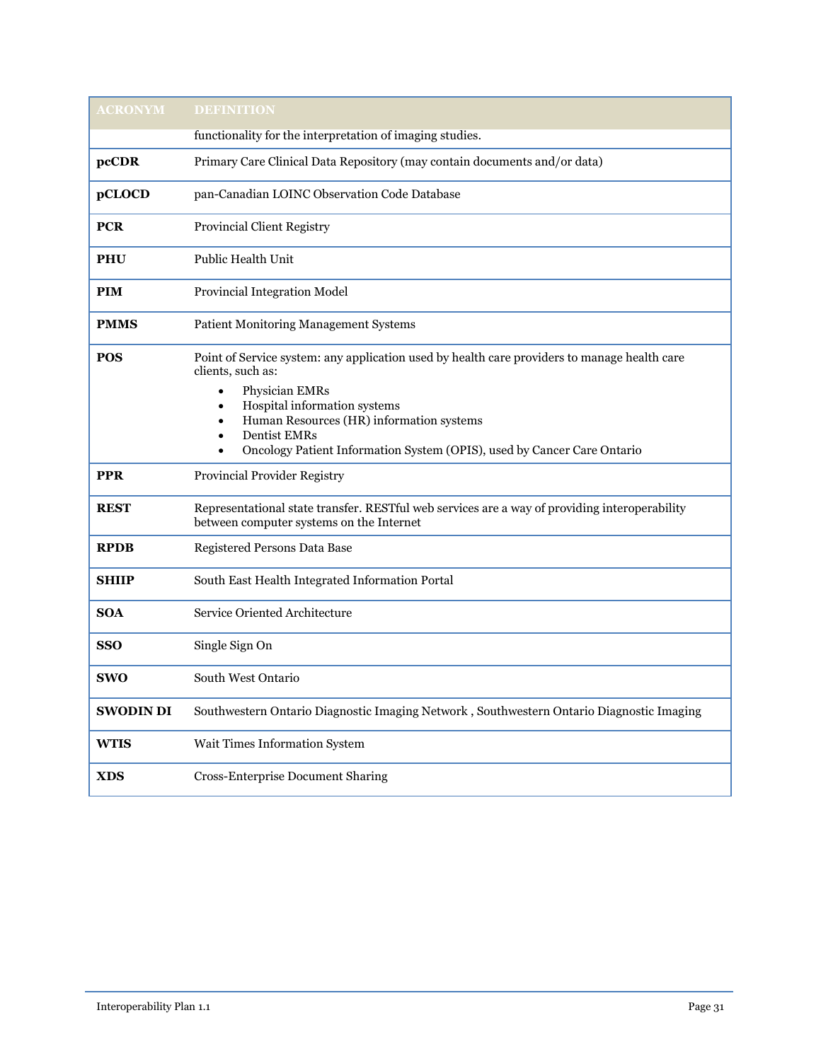| ACRONYM | DEFINITION |
|---|---|
| | functionality for the interpretation of imaging studies. |
| **pcCDR** | Primary Care Clinical Data Repository (may contain documents and/or data) |
| **pCLOCD** | pan-Canadian LOINC Observation Code Database |
| **PCR** | Provincial Client Registry |
| **PHU** | Public Health Unit |
| **PIM** | Provincial Integration Model |
| **PMMS** | Patient Monitoring Management Systems |
| **POS** | Point of Service system: any application used by health care providers to manage health care clients, such as: <br>• Physician EMRs <br>• Hospital information systems <br>• Human Resources (HR) information systems <br>• Dentist EMRs <br>• Oncology Patient Information System (OPIS), used by Cancer Care Ontario |
| **PPR** | Provincial Provider Registry |
| **REST** | Representational state transfer. RESTful web services are a way of providing interoperability between computer systems on the Internet |
| **RPDB** | Registered Persons Data Base |
| **SHIIP** | South East Health Integrated Information Portal |
| **SOA** | Service Oriented Architecture |
| **SSO** | Single Sign On |
| **SWO** | South West Ontario |
| **SWODIN DI** | Southwestern Ontario Diagnostic Imaging Network , Southwestern Ontario Diagnostic Imaging |
| **WTIS** | Wait Times Information System |
| **XDS** | Cross-Enterprise Document Sharing |